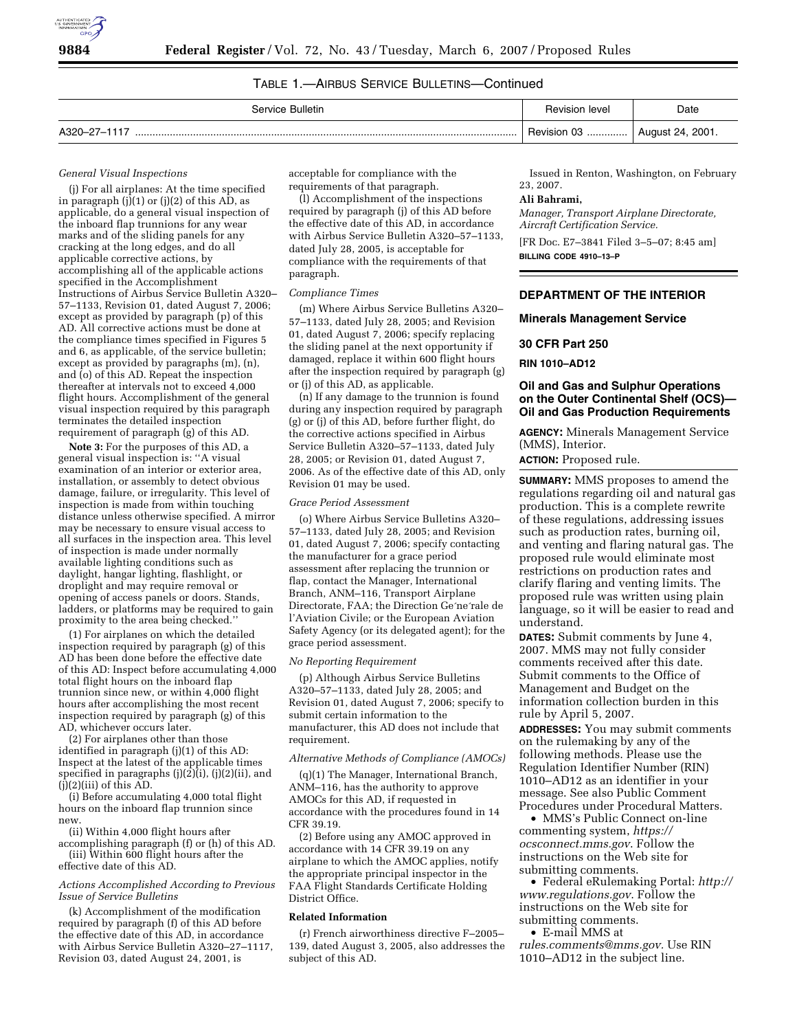TABLE 1.—AIRBUS SERVICE BULLETINS—Continued

| Service Bulletin | Revision level | Date |
| --- | --- | --- |
| A320–27–1117 | Revision 03 | August 24, 2001. |

*General Visual Inspections*

(j) For all airplanes: At the time specified in paragraph (j)(1) or (j)(2) of this AD, as applicable, do a general visual inspection of the inboard flap trunnions for any wear marks and of the sliding panels for any cracking at the long edges, and do all applicable corrective actions, by accomplishing all of the applicable actions specified in the Accomplishment Instructions of Airbus Service Bulletin A320–57–1133, Revision 01, dated August 7, 2006; except as provided by paragraph (p) of this AD. All corrective actions must be done at the compliance times specified in Figures 5 and 6, as applicable, of the service bulletin; except as provided by paragraphs (m), (n), and (o) of this AD. Repeat the inspection thereafter at intervals not to exceed 4,000 flight hours. Accomplishment of the general visual inspection required by this paragraph terminates the detailed inspection requirement of paragraph (g) of this AD.

**Note 3:** For the purposes of this AD, a general visual inspection is: ''A visual examination of an interior or exterior area, installation, or assembly to detect obvious damage, failure, or irregularity. This level of inspection is made from within touching distance unless otherwise specified. A mirror may be necessary to ensure visual access to all surfaces in the inspection area. This level of inspection is made under normally available lighting conditions such as daylight, hangar lighting, flashlight, or droplight and may require removal or opening of access panels or doors. Stands, ladders, or platforms may be required to gain proximity to the area being checked.''

(1) For airplanes on which the detailed inspection required by paragraph (g) of this AD has been done before the effective date of this AD: Inspect before accumulating 4,000 total flight hours on the inboard flap trunnion since new, or within 4,000 flight hours after accomplishing the most recent inspection required by paragraph (g) of this AD, whichever occurs later.

(2) For airplanes other than those identified in paragraph (j)(1) of this AD: Inspect at the latest of the applicable times specified in paragraphs (j)(2)(i), (j)(2)(ii), and (j)(2)(iii) of this AD.

(i) Before accumulating 4,000 total flight hours on the inboard flap trunnion since new.

(ii) Within 4,000 flight hours after accomplishing paragraph (f) or (h) of this AD.

(iii) Within 600 flight hours after the effective date of this AD.

*Actions Accomplished According to Previous Issue of Service Bulletins*

(k) Accomplishment of the modification required by paragraph (f) of this AD before the effective date of this AD, in accordance with Airbus Service Bulletin A320–27–1117, Revision 03, dated August 24, 2001, is acceptable for compliance with the requirements of that paragraph.

(l) Accomplishment of the inspections required by paragraph (j) of this AD before the effective date of this AD, in accordance with Airbus Service Bulletin A320–57–1133, dated July 28, 2005, is acceptable for compliance with the requirements of that paragraph.

*Compliance Times*

(m) Where Airbus Service Bulletins A320–57–1133, dated July 28, 2005; and Revision 01, dated August 7, 2006; specify replacing the sliding panel at the next opportunity if damaged, replace it within 600 flight hours after the inspection required by paragraph (g) or (j) of this AD, as applicable.

(n) If any damage to the trunnion is found during any inspection required by paragraph (g) or (j) of this AD, before further flight, do the corrective actions specified in Airbus Service Bulletin A320–57–1133, dated July 28, 2005; or Revision 01, dated August 7, 2006. As of the effective date of this AD, only Revision 01 may be used.

*Grace Period Assessment*

(o) Where Airbus Service Bulletins A320–57–1133, dated July 28, 2005; and Revision 01, dated August 7, 2006; specify contacting the manufacturer for a grace period assessment after replacing the trunnion or flap, contact the Manager, International Branch, ANM–116, Transport Airplane Directorate, FAA; the Direction Générale de l'Aviation Civile; or the European Aviation Safety Agency (or its delegated agent); for the grace period assessment.

*No Reporting Requirement*

(p) Although Airbus Service Bulletins A320–57–1133, dated July 28, 2005; and Revision 01, dated August 7, 2006; specify to submit certain information to the manufacturer, this AD does not include that requirement.

*Alternative Methods of Compliance (AMOCs)*

(q)(1) The Manager, International Branch, ANM–116, has the authority to approve AMOCs for this AD, if requested in accordance with the procedures found in 14 CFR 39.19.

(2) Before using any AMOC approved in accordance with 14 CFR 39.19 on any airplane to which the AMOC applies, notify the appropriate principal inspector in the FAA Flight Standards Certificate Holding District Office.

**Related Information**

(r) French airworthiness directive F–2005–139, dated August 3, 2005, also addresses the subject of this AD.

Issued in Renton, Washington, on February 23, 2007.

**Ali Bahrami,**

*Manager, Transport Airplane Directorate, Aircraft Certification Service.*

[FR Doc. E7–3841 Filed 3–5–07; 8:45 am]

**BILLING CODE 4910–13–P**

---

## DEPARTMENT OF THE INTERIOR

## Minerals Management Service

## 30 CFR Part 250

## RIN 1010–AD12

## Oil and Gas and Sulphur Operations on the Outer Continental Shelf (OCS)—Oil and Gas Production Requirements

**AGENCY:** Minerals Management Service (MMS), Interior.

**ACTION:** Proposed rule.

**SUMMARY:** MMS proposes to amend the regulations regarding oil and natural gas production. This is a complete rewrite of these regulations, addressing issues such as production rates, burning oil, and venting and flaring natural gas. The proposed rule would eliminate most restrictions on production rates and clarify flaring and venting limits. The proposed rule was written using plain language, so it will be easier to read and understand.

**DATES:** Submit comments by June 4, 2007. MMS may not fully consider comments received after this date. Submit comments to the Office of Management and Budget on the information collection burden in this rule by April 5, 2007.

**ADDRESSES:** You may submit comments on the rulemaking by any of the following methods. Please use the Regulation Identifier Number (RIN) 1010–AD12 as an identifier in your message. See also Public Comment Procedures under Procedural Matters.

- MMS's Public Connect on-line commenting system, *https://ocsconnect.mms.gov*. Follow the instructions on the Web site for submitting comments.
- Federal eRulemaking Portal: *http://www.regulations.gov*. Follow the instructions on the Web site for submitting comments.
- E-mail MMS at *rules.comments@mms.gov*. Use RIN 1010–AD12 in the subject line.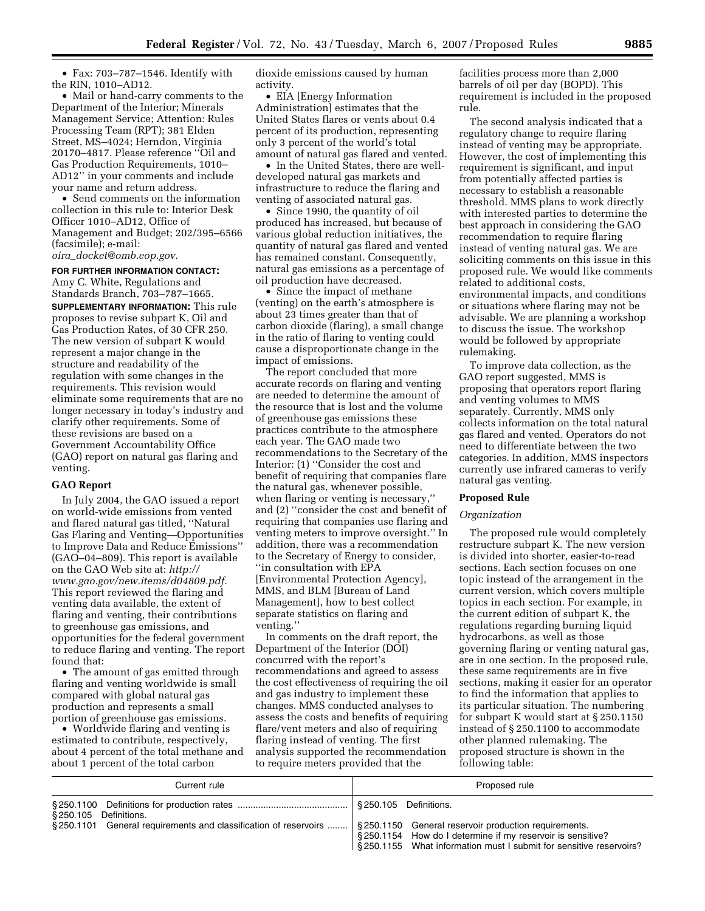• Fax: 703–787–1546. Identify with the RIN, 1010–AD12.

• Mail or hand-carry comments to the Department of the Interior; Minerals Management Service; Attention: Rules Processing Team (RPT); 381 Elden Street, MS–4024; Herndon, Virginia 20170–4817. Please reference ''Oil and Gas Production Requirements, 1010–AD12'' in your comments and include your name and return address.

• Send comments on the information collection in this rule to: Interior Desk Officer 1010–AD12, Office of Management and Budget; 202/395–6566 (facsimile); e-mail: *oira_docket@omb.eop.gov.*

**FOR FURTHER INFORMATION CONTACT:** Amy C. White, Regulations and Standards Branch, 703–787–1665.

**SUPPLEMENTARY INFORMATION:** This rule proposes to revise subpart K, Oil and Gas Production Rates, of 30 CFR 250. The new version of subpart K would represent a major change in the structure and readability of the regulation with some changes in the requirements. This revision would eliminate some requirements that are no longer necessary in today's industry and clarify other requirements. Some of these revisions are based on a Government Accountability Office (GAO) report on natural gas flaring and venting.

**GAO Report**

In July 2004, the GAO issued a report on world-wide emissions from vented and flared natural gas titled, ''Natural Gas Flaring and Venting—Opportunities to Improve Data and Reduce Emissions'' (GAO–04–809). This report is available on the GAO Web site at: *http://www.gao.gov/new.items/d04809.pdf.* This report reviewed the flaring and venting data available, the extent of flaring and venting, their contributions to greenhouse gas emissions, and opportunities for the federal government to reduce flaring and venting. The report found that:

• The amount of gas emitted through flaring and venting worldwide is small compared with global natural gas production and represents a small portion of greenhouse gas emissions.

• Worldwide flaring and venting is estimated to contribute, respectively, about 4 percent of the total methane and about 1 percent of the total carbon dioxide emissions caused by human activity.

• EIA [Energy Information Administration] estimates that the United States flares or vents about 0.4 percent of its production, representing only 3 percent of the world's total amount of natural gas flared and vented.

• In the United States, there are well-developed natural gas markets and infrastructure to reduce the flaring and venting of associated natural gas.

• Since 1990, the quantity of oil produced has increased, but because of various global reduction initiatives, the quantity of natural gas flared and vented has remained constant. Consequently, natural gas emissions as a percentage of oil production have decreased.

• Since the impact of methane (venting) on the earth's atmosphere is about 23 times greater than that of carbon dioxide (flaring), a small change in the ratio of flaring to venting could cause a disproportionate change in the impact of emissions.

The report concluded that more accurate records on flaring and venting are needed to determine the amount of the resource that is lost and the volume of greenhouse gas emissions these practices contribute to the atmosphere each year. The GAO made two recommendations to the Secretary of the Interior: (1) ''Consider the cost and benefit of requiring that companies flare the natural gas, whenever possible, when flaring or venting is necessary,'' and (2) ''consider the cost and benefit of requiring that companies use flaring and venting meters to improve oversight.'' In addition, there was a recommendation to the Secretary of Energy to consider, ''in consultation with EPA [Environmental Protection Agency], MMS, and BLM [Bureau of Land Management], how to best collect separate statistics on flaring and venting.''

In comments on the draft report, the Department of the Interior (DOI) concurred with the report's recommendations and agreed to assess the cost effectiveness of requiring the oil and gas industry to implement these changes. MMS conducted analyses to assess the costs and benefits of requiring flare/vent meters and of requiring flaring instead of venting. The first analysis supported the recommendation to require meters provided that the facilities process more than 2,000 barrels of oil per day (BOPD). This requirement is included in the proposed rule.

The second analysis indicated that a regulatory change to require flaring instead of venting may be appropriate. However, the cost of implementing this requirement is significant, and input from potentially affected parties is necessary to establish a reasonable threshold. MMS plans to work directly with interested parties to determine the best approach in considering the GAO recommendation to require flaring instead of venting natural gas. We are soliciting comments on this issue in this proposed rule. We would like comments related to additional costs, environmental impacts, and conditions or situations where flaring may not be advisable. We are planning a workshop to discuss the issue. The workshop would be followed by appropriate rulemaking.

To improve data collection, as the GAO report suggested, MMS is proposing that operators report flaring and venting volumes to MMS separately. Currently, MMS only collects information on the total natural gas flared and vented. Operators do not need to differentiate between the two categories. In addition, MMS inspectors currently use infrared cameras to verify natural gas venting.

**Proposed Rule**

*Organization*

The proposed rule would completely restructure subpart K. The new version is divided into shorter, easier-to-read sections. Each section focuses on one topic instead of the arrangement in the current version, which covers multiple topics in each section. For example, in the current edition of subpart K, the regulations regarding burning liquid hydrocarbons, as well as those governing flaring or venting natural gas, are in one section. In the proposed rule, these same requirements are in five sections, making it easier for an operator to find the information that applies to its particular situation. The numbering for subpart K would start at § 250.1150 instead of § 250.1100 to accommodate other planned rulemaking. The proposed structure is shown in the following table:

| Current rule | Proposed rule |
|---|---|
| § 250.1100 Definitions for production rates<br>§ 250.105 Definitions. | § 250.105 Definitions. |
| § 250.1101 General requirements and classification of reservoirs | § 250.1150 General reservoir production requirements.<br>§ 250.1154 How do I determine if my reservoir is sensitive?<br>§ 250.1155 What information must I submit for sensitive reservoirs? |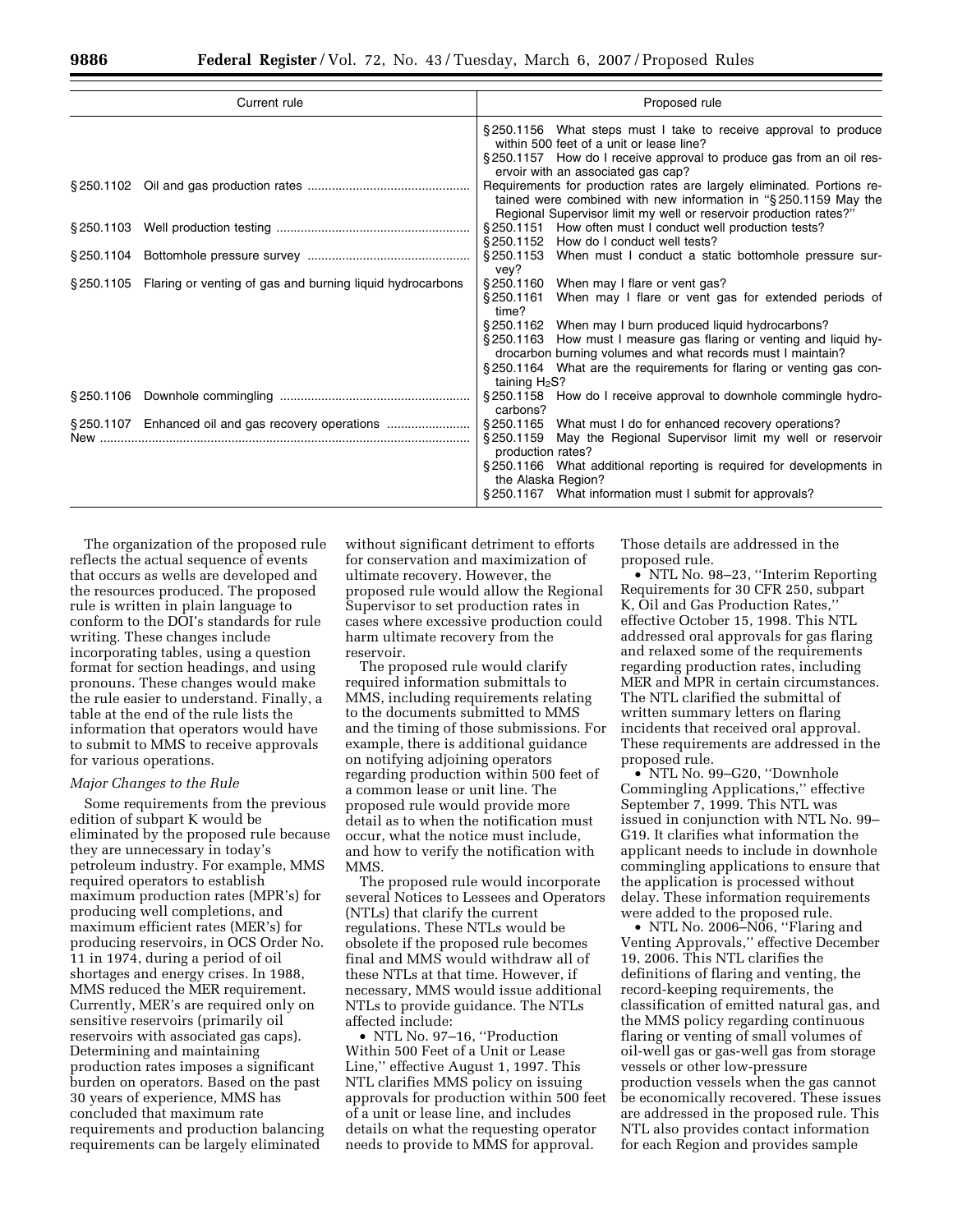| Current rule | Proposed rule |
| --- | --- |
| | §250.1156 What steps must I take to receive approval to produce within 500 feet of a unit or lease line?<br>§250.1157 How do I receive approval to produce gas from an oil reservoir with an associated gas cap? |
| §250.1102 Oil and gas production rates | Requirements for production rates are largely eliminated. Portions retained were combined with new information in "§250.1159 May the Regional Supervisor limit my well or reservoir production rates?" |
| §250.1103 Well production testing | §250.1151 How often must I conduct well production tests?<br>§250.1152 How do I conduct well tests? |
| §250.1104 Bottomhole pressure survey | §250.1153 When must I conduct a static bottomhole pressure survey? |
| §250.1105 Flaring or venting of gas and burning liquid hydrocarbons | §250.1160 When may I flare or vent gas?<br>§250.1161 When may I flare or vent gas for extended periods of time?<br>§250.1162 When may I burn produced liquid hydrocarbons?<br>§250.1163 How must I measure gas flaring or venting and liquid hydrocarbon burning volumes and what records must I maintain?<br>§250.1164 What are the requirements for flaring or venting gas containing $H_2S$? |
| §250.1106 Downhole commingling | §250.1158 How do I receive approval to downhole commingle hydrocarbons? |
| §250.1107 Enhanced oil and gas recovery operations | §250.1165 What must I do for enhanced recovery operations? |
| New | §250.1159 May the Regional Supervisor limit my well or reservoir production rates?<br>§250.1166 What additional reporting is required for developments in the Alaska Region?<br>§250.1167 What information must I submit for approvals? |

The organization of the proposed rule reflects the actual sequence of events that occurs as wells are developed and the resources produced. The proposed rule is written in plain language to conform to the DOI's standards for rule writing. These changes include incorporating tables, using a question format for section headings, and using pronouns. These changes would make the rule easier to understand. Finally, a table at the end of the rule lists the information that operators would have to submit to MMS to receive approvals for various operations.

*Major Changes to the Rule*

Some requirements from the previous edition of subpart K would be eliminated by the proposed rule because they are unnecessary in today's petroleum industry. For example, MMS required operators to establish maximum production rates (MPR's) for producing well completions, and maximum efficient rates (MER's) for producing reservoirs, in OCS Order No. 11 in 1974, during a period of oil shortages and energy crises. In 1988, MMS reduced the MER requirement. Currently, MER's are required only on sensitive reservoirs (primarily oil reservoirs with associated gas caps). Determining and maintaining production rates imposes a significant burden on operators. Based on the past 30 years of experience, MMS has concluded that maximum rate requirements and production balancing requirements can be largely eliminated without significant detriment to efforts for conservation and maximization of ultimate recovery. However, the proposed rule would allow the Regional Supervisor to set production rates in cases where excessive production could harm ultimate recovery from the reservoir.

The proposed rule would clarify required information submittals to MMS, including requirements relating to the documents submitted to MMS and the timing of those submissions. For example, there is additional guidance on notifying adjoining operators regarding production within 500 feet of a common lease or unit line. The proposed rule would provide more detail as to when the notification must occur, what the notice must include, and how to verify the notification with MMS.

The proposed rule would incorporate several Notices to Lessees and Operators (NTLs) that clarify the current regulations. These NTLs would be obsolete if the proposed rule becomes final and MMS would withdraw all of these NTLs at that time. However, if necessary, MMS would issue additional NTLs to provide guidance. The NTLs affected include:

- NTL No. 97–16, "Production Within 500 Feet of a Unit or Lease Line," effective August 1, 1997. This NTL clarifies MMS policy on issuing approvals for production within 500 feet of a unit or lease line, and includes details on what the requesting operator needs to provide to MMS for approval. Those details are addressed in the proposed rule.
- NTL No. 98–23, "Interim Reporting Requirements for 30 CFR 250, subpart K, Oil and Gas Production Rates," effective October 15, 1998. This NTL addressed oral approvals for gas flaring and relaxed some of the requirements regarding production rates, including MER and MPR in certain circumstances. The NTL clarified the submittal of written summary letters on flaring incidents that received oral approval. These requirements are addressed in the proposed rule.
- NTL No. 99–G20, "Downhole Commingling Applications," effective September 7, 1999. This NTL was issued in conjunction with NTL No. 99–G19. It clarifies what information the applicant needs to include in downhole commingling applications to ensure that the application is processed without delay. These information requirements were added to the proposed rule.
- NTL No. 2006–N06, "Flaring and Venting Approvals," effective December 19, 2006. This NTL clarifies the definitions of flaring and venting, the record-keeping requirements, the classification of emitted natural gas, and the MMS policy regarding continuous flaring or venting of small volumes of oil-well gas or gas-well gas from storage vessels or other low-pressure production vessels when the gas cannot be economically recovered. These issues are addressed in the proposed rule. This NTL also provides contact information for each Region and provides sample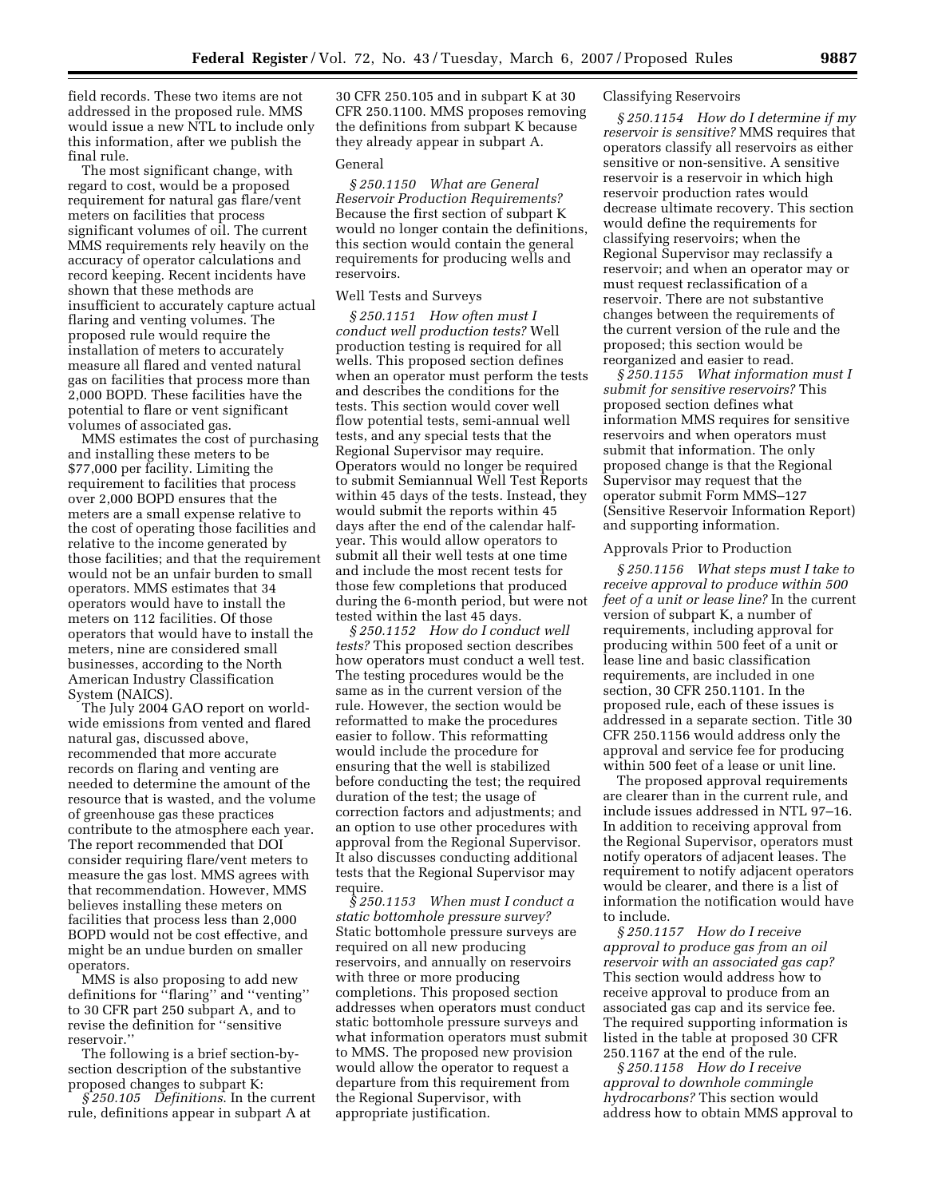field records. These two items are not addressed in the proposed rule. MMS would issue a new NTL to include only this information, after we publish the final rule.

The most significant change, with regard to cost, would be a proposed requirement for natural gas flare/vent meters on facilities that process significant volumes of oil. The current MMS requirements rely heavily on the accuracy of operator calculations and record keeping. Recent incidents have shown that these methods are insufficient to accurately capture actual flaring and venting volumes. The proposed rule would require the installation of meters to accurately measure all flared and vented natural gas on facilities that process more than 2,000 BOPD. These facilities have the potential to flare or vent significant volumes of associated gas.

MMS estimates the cost of purchasing and installing these meters to be $77,000 per facility. Limiting the requirement to facilities that process over 2,000 BOPD ensures that the meters are a small expense relative to the cost of operating those facilities and relative to the income generated by those facilities; and that the requirement would not be an unfair burden to small operators. MMS estimates that 34 operators would have to install the meters on 112 facilities. Of those operators that would have to install the meters, nine are considered small businesses, according to the North American Industry Classification System (NAICS).

The July 2004 GAO report on world-wide emissions from vented and flared natural gas, discussed above, recommended that more accurate records on flaring and venting are needed to determine the amount of the resource that is wasted, and the volume of greenhouse gas these practices contribute to the atmosphere each year. The report recommended that DOI consider requiring flare/vent meters to measure the gas lost. MMS agrees with that recommendation. However, MMS believes installing these meters on facilities that process less than 2,000 BOPD would not be cost effective, and might be an undue burden on smaller operators.

MMS is also proposing to add new definitions for "flaring" and "venting" to 30 CFR part 250 subpart A, and to revise the definition for "sensitive reservoir."

The following is a brief section-by-section description of the substantive proposed changes to subpart K:

*§ 250.105 Definitions.* In the current rule, definitions appear in subpart A at 30 CFR 250.105 and in subpart K at 30 CFR 250.1100. MMS proposes removing the definitions from subpart K because they already appear in subpart A.

General

*§ 250.1150 What are General Reservoir Production Requirements?* Because the first section of subpart K would no longer contain the definitions, this section would contain the general requirements for producing wells and reservoirs.

Well Tests and Surveys

*§ 250.1151 How often must I conduct well production tests?* Well production testing is required for all wells. This proposed section defines when an operator must perform the tests and describes the conditions for the tests. This section would cover well flow potential tests, semi-annual well tests, and any special tests that the Regional Supervisor may require. Operators would no longer be required to submit Semiannual Well Test Reports within 45 days of the tests. Instead, they would submit the reports within 45 days after the end of the calendar half-year. This would allow operators to submit all their well tests at one time and include the most recent tests for those few completions that produced during the 6-month period, but were not tested within the last 45 days.

*§ 250.1152 How do I conduct well tests?* This proposed section describes how operators must conduct a well test. The testing procedures would be the same as in the current version of the rule. However, the section would be reformatted to make the procedures easier to follow. This reformatting would include the procedure for ensuring that the well is stabilized before conducting the test; the required duration of the test; the usage of correction factors and adjustments; and an option to use other procedures with approval from the Regional Supervisor. It also discusses conducting additional tests that the Regional Supervisor may require.

*§ 250.1153 When must I conduct a static bottomhole pressure survey?* Static bottomhole pressure surveys are required on all new producing reservoirs, and annually on reservoirs with three or more producing completions. This proposed section addresses when operators must conduct static bottomhole pressure surveys and what information operators must submit to MMS. The proposed new provision would allow the operator to request a departure from this requirement from the Regional Supervisor, with appropriate justification.

Classifying Reservoirs

*§ 250.1154 How do I determine if my reservoir is sensitive?* MMS requires that operators classify all reservoirs as either sensitive or non-sensitive. A sensitive reservoir is a reservoir in which high reservoir production rates would decrease ultimate recovery. This section would define the requirements for classifying reservoirs; when the Regional Supervisor may reclassify a reservoir; and when an operator may or must request reclassification of a reservoir. There are not substantive changes between the requirements of the current version of the rule and the proposed; this section would be reorganized and easier to read.

*§ 250.1155 What information must I submit for sensitive reservoirs?* This proposed section defines what information MMS requires for sensitive reservoirs and when operators must submit that information. The only proposed change is that the Regional Supervisor may request that the operator submit Form MMS–127 (Sensitive Reservoir Information Report) and supporting information.

Approvals Prior to Production

*§ 250.1156 What steps must I take to receive approval to produce within 500 feet of a unit or lease line?* In the current version of subpart K, a number of requirements, including approval for producing within 500 feet of a unit or lease line and basic classification requirements, are included in one section, 30 CFR 250.1101. In the proposed rule, each of these issues is addressed in a separate section. Title 30 CFR 250.1156 would address only the approval and service fee for producing within 500 feet of a lease or unit line.

The proposed approval requirements are clearer than in the current rule, and include issues addressed in NTL 97–16. In addition to receiving approval from the Regional Supervisor, operators must notify operators of adjacent leases. The requirement to notify adjacent operators would be clearer, and there is a list of information the notification would have to include.

*§ 250.1157 How do I receive approval to produce gas from an oil reservoir with an associated gas cap?* This section would address how to receive approval to produce from an associated gas cap and its service fee. The required supporting information is listed in the table at proposed 30 CFR 250.1167 at the end of the rule.

*§ 250.1158 How do I receive approval to downhole commingle hydrocarbons?* This section would address how to obtain MMS approval to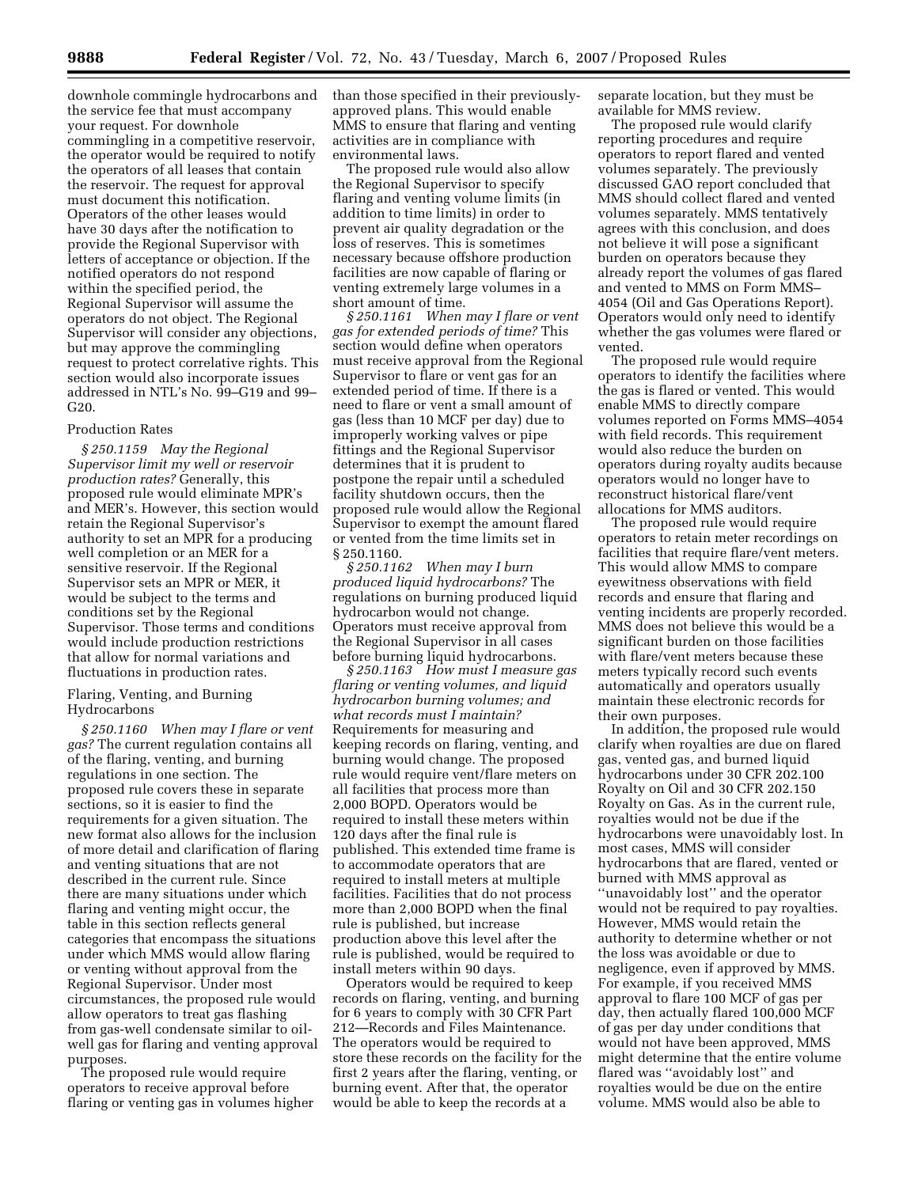downhole commingle hydrocarbons and the service fee that must accompany your request. For downhole commingling in a competitive reservoir, the operator would be required to notify the operators of all leases that contain the reservoir. The request for approval must document this notification. Operators of the other leases would have 30 days after the notification to provide the Regional Supervisor with letters of acceptance or objection. If the notified operators do not respond within the specified period, the Regional Supervisor will assume the operators do not object. The Regional Supervisor will consider any objections, but may approve the commingling request to protect correlative rights. This section would also incorporate issues addressed in NTL's No. 99–G19 and 99–G20.

### Production Rates

*§ 250.1159 May the Regional Supervisor limit my well or reservoir production rates?* Generally, this proposed rule would eliminate MPR's and MER's. However, this section would retain the Regional Supervisor's authority to set an MPR for a producing well completion or an MER for a sensitive reservoir. If the Regional Supervisor sets an MPR or MER, it would be subject to the terms and conditions set by the Regional Supervisor. Those terms and conditions would include production restrictions that allow for normal variations and fluctuations in production rates.

### Flaring, Venting, and Burning Hydrocarbons

*§ 250.1160 When may I flare or vent gas?* The current regulation contains all of the flaring, venting, and burning regulations in one section. The proposed rule covers these in separate sections, so it is easier to find the requirements for a given situation. The new format also allows for the inclusion of more detail and clarification of flaring and venting situations that are not described in the current rule. Since there are many situations under which flaring and venting might occur, the table in this section reflects general categories that encompass the situations under which MMS would allow flaring or venting without approval from the Regional Supervisor. Under most circumstances, the proposed rule would allow operators to treat gas flashing from gas-well condensate similar to oil-well gas for flaring and venting approval purposes.

The proposed rule would require operators to receive approval before flaring or venting gas in volumes higher than those specified in their previously-approved plans. This would enable MMS to ensure that flaring and venting activities are in compliance with environmental laws.

The proposed rule would also allow the Regional Supervisor to specify flaring and venting volume limits (in addition to time limits) in order to prevent air quality degradation or the loss of reserves. This is sometimes necessary because offshore production facilities are now capable of flaring or venting extremely large volumes in a short amount of time.

*§ 250.1161 When may I flare or vent gas for extended periods of time?* This section would define when operators must receive approval from the Regional Supervisor to flare or vent gas for an extended period of time. If there is a need to flare or vent a small amount of gas (less than 10 MCF per day) due to improperly working valves or pipe fittings and the Regional Supervisor determines that it is prudent to postpone the repair until a scheduled facility shutdown occurs, then the proposed rule would allow the Regional Supervisor to exempt the amount flared or vented from the time limits set in § 250.1160.

*§ 250.1162 When may I burn produced liquid hydrocarbons?* The regulations on burning produced liquid hydrocarbon would not change. Operators must receive approval from the Regional Supervisor in all cases before burning liquid hydrocarbons.

*§ 250.1163 How must I measure gas flaring or venting volumes, and liquid hydrocarbon burning volumes; and what records must I maintain?* Requirements for measuring and keeping records on flaring, venting, and burning would change. The proposed rule would require vent/flare meters on all facilities that process more than 2,000 BOPD. Operators would be required to install these meters within 120 days after the final rule is published. This extended time frame is to accommodate operators that are required to install meters at multiple facilities. Facilities that do not process more than 2,000 BOPD when the final rule is published, but increase production above this level after the rule is published, would be required to install meters within 90 days.

Operators would be required to keep records on flaring, venting, and burning for 6 years to comply with 30 CFR Part 212—Records and Files Maintenance. The operators would be required to store these records on the facility for the first 2 years after the flaring, venting, or burning event. After that, the operator would be able to keep the records at a separate location, but they must be available for MMS review.

The proposed rule would clarify reporting procedures and require operators to report flared and vented volumes separately. The previously discussed GAO report concluded that MMS should collect flared and vented volumes separately. MMS tentatively agrees with this conclusion, and does not believe it will pose a significant burden on operators because they already report the volumes of gas flared and vented to MMS on Form MMS–4054 (Oil and Gas Operations Report). Operators would only need to identify whether the gas volumes were flared or vented.

The proposed rule would require operators to identify the facilities where the gas is flared or vented. This would enable MMS to directly compare volumes reported on Forms MMS–4054 with field records. This requirement would also reduce the burden on operators during royalty audits because operators would no longer have to reconstruct historical flare/vent allocations for MMS auditors.

The proposed rule would require operators to retain meter recordings on facilities that require flare/vent meters. This would allow MMS to compare eyewitness observations with field records and ensure that flaring and venting incidents are properly recorded. MMS does not believe this would be a significant burden on those facilities with flare/vent meters because these meters typically record such events automatically and operators usually maintain these electronic records for their own purposes.

In addition, the proposed rule would clarify when royalties are due on flared gas, vented gas, and burned liquid hydrocarbons under 30 CFR 202.100 Royalty on Oil and 30 CFR 202.150 Royalty on Gas. As in the current rule, royalties would not be due if the hydrocarbons were unavoidably lost. In most cases, MMS will consider hydrocarbons that are flared, vented or burned with MMS approval as ''unavoidably lost'' and the operator would not be required to pay royalties. However, MMS would retain the authority to determine whether or not the loss was avoidable or due to negligence, even if approved by MMS. For example, if you received MMS approval to flare 100 MCF of gas per day, then actually flared 100,000 MCF of gas per day under conditions that would not have been approved, MMS might determine that the entire volume flared was ''avoidably lost'' and royalties would be due on the entire volume. MMS would also be able to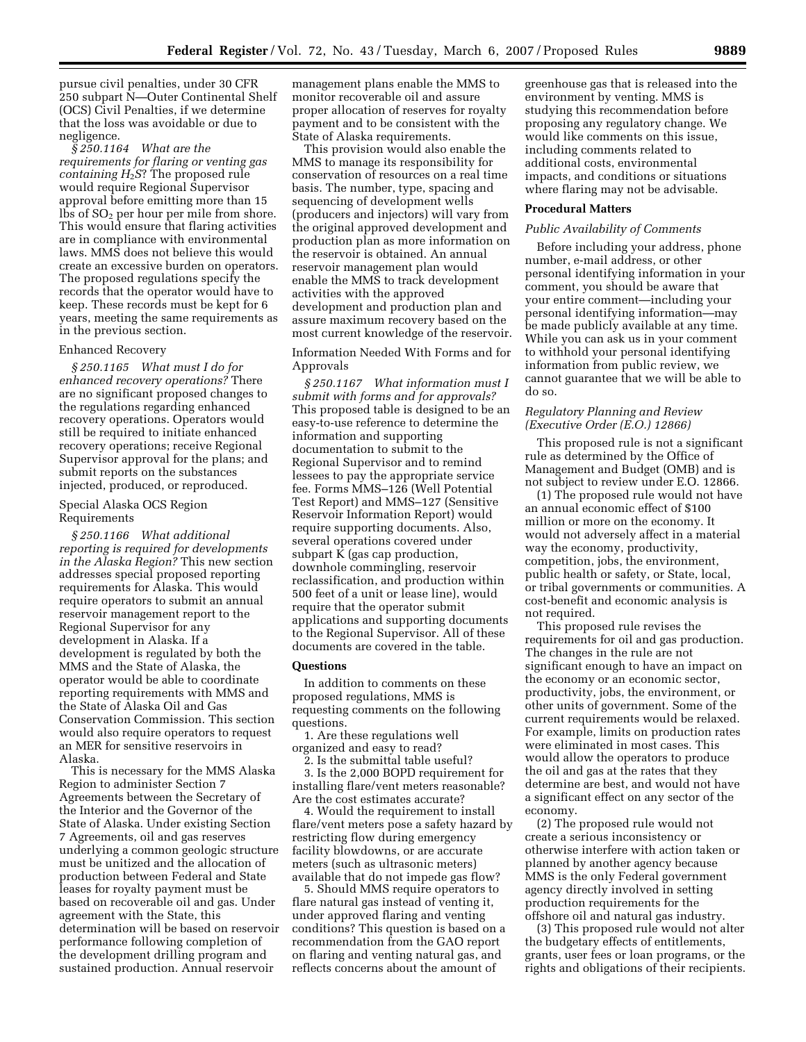pursue civil penalties, under 30 CFR 250 subpart N—Outer Continental Shelf (OCS) Civil Penalties, if we determine that the loss was avoidable or due to negligence.

*§ 250.1164 What are the requirements for flaring or venting gas containing $H_2S$?* The proposed rule would require Regional Supervisor approval before emitting more than 15 lbs of $SO_2$ per hour per mile from shore. This would ensure that flaring activities are in compliance with environmental laws. MMS does not believe this would create an excessive burden on operators. The proposed regulations specify the records that the operator would have to keep. These records must be kept for 6 years, meeting the same requirements as in the previous section.

Enhanced Recovery

*§ 250.1165 What must I do for enhanced recovery operations?* There are no significant proposed changes to the regulations regarding enhanced recovery operations. Operators would still be required to initiate enhanced recovery operations; receive Regional Supervisor approval for the plans; and submit reports on the substances injected, produced, or reproduced.

Special Alaska OCS Region Requirements

*§ 250.1166 What additional reporting is required for developments in the Alaska Region?* This new section addresses special proposed reporting requirements for Alaska. This would require operators to submit an annual reservoir management report to the Regional Supervisor for any development in Alaska. If a development is regulated by both the MMS and the State of Alaska, the operator would be able to coordinate reporting requirements with MMS and the State of Alaska Oil and Gas Conservation Commission. This section would also require operators to request an MER for sensitive reservoirs in Alaska.

This is necessary for the MMS Alaska Region to administer Section 7 Agreements between the Secretary of the Interior and the Governor of the State of Alaska. Under existing Section 7 Agreements, oil and gas reserves underlying a common geologic structure must be unitized and the allocation of production between Federal and State leases for royalty payment must be based on recoverable oil and gas. Under agreement with the State, this determination will be based on reservoir performance following completion of the development drilling program and sustained production. Annual reservoir management plans enable the MMS to monitor recoverable oil and assure proper allocation of reserves for royalty payment and to be consistent with the State of Alaska requirements.

This provision would also enable the MMS to manage its responsibility for conservation of resources on a real time basis. The number, type, spacing and sequencing of development wells (producers and injectors) will vary from the original approved development and production plan as more information on the reservoir is obtained. An annual reservoir management plan would enable the MMS to track development activities with the approved development and production plan and assure maximum recovery based on the most current knowledge of the reservoir.

Information Needed With Forms and for Approvals

*§ 250.1167 What information must I submit with forms and for approvals?* This proposed table is designed to be an easy-to-use reference to determine the information and supporting documentation to submit to the Regional Supervisor and to remind lessees to pay the appropriate service fee. Forms MMS–126 (Well Potential Test Report) and MMS–127 (Sensitive Reservoir Information Report) would require supporting documents. Also, several operations covered under subpart K (gas cap production, downhole commingling, reservoir reclassification, and production within 500 feet of a unit or lease line), would require that the operator submit applications and supporting documents to the Regional Supervisor. All of these documents are covered in the table.

**Questions**

In addition to comments on these proposed regulations, MMS is requesting comments on the following questions.

1. Are these regulations well organized and easy to read?
2. Is the submittal table useful?
3. Is the 2,000 BOPD requirement for installing flare/vent meters reasonable? Are the cost estimates accurate?
4. Would the requirement to install flare/vent meters pose a safety hazard by restricting flow during emergency facility blowdowns, or are accurate meters (such as ultrasonic meters) available that do not impede gas flow?
5. Should MMS require operators to flare natural gas instead of venting it, under approved flaring and venting conditions? This question is based on a recommendation from the GAO report on flaring and venting natural gas, and reflects concerns about the amount of greenhouse gas that is released into the environment by venting. MMS is studying this recommendation before proposing any regulatory change. We would like comments on this issue, including comments related to additional costs, environmental impacts, and conditions or situations where flaring may not be advisable.

**Procedural Matters**

*Public Availability of Comments*

Before including your address, phone number, e-mail address, or other personal identifying information in your comment, you should be aware that your entire comment—including your personal identifying information—may be made publicly available at any time. While you can ask us in your comment to withhold your personal identifying information from public review, we cannot guarantee that we will be able to do so.

*Regulatory Planning and Review (Executive Order (E.O.) 12866)*

This proposed rule is not a significant rule as determined by the Office of Management and Budget (OMB) and is not subject to review under E.O. 12866.

(1) The proposed rule would not have an annual economic effect of $100 million or more on the economy. It would not adversely affect in a material way the economy, productivity, competition, jobs, the environment, public health or safety, or State, local, or tribal governments or communities. A cost-benefit and economic analysis is not required.

This proposed rule revises the requirements for oil and gas production. The changes in the rule are not significant enough to have an impact on the economy or an economic sector, productivity, jobs, the environment, or other units of government. Some of the current requirements would be relaxed. For example, limits on production rates were eliminated in most cases. This would allow the operators to produce the oil and gas at the rates that they determine are best, and would not have a significant effect on any sector of the economy.

(2) The proposed rule would not create a serious inconsistency or otherwise interfere with action taken or planned by another agency because MMS is the only Federal government agency directly involved in setting production requirements for the offshore oil and natural gas industry.

(3) This proposed rule would not alter the budgetary effects of entitlements, grants, user fees or loan programs, or the rights and obligations of their recipients.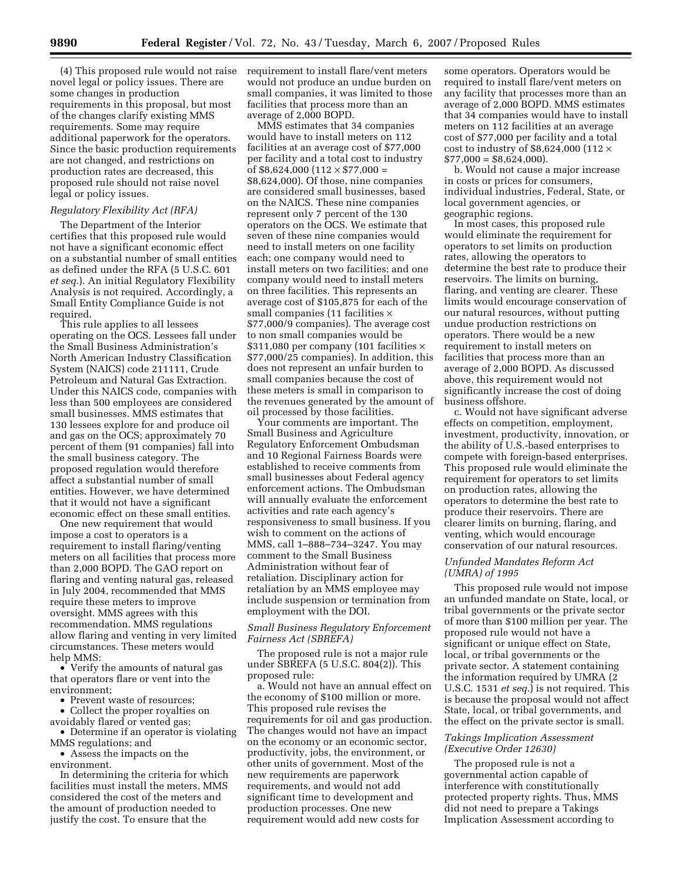(4) This proposed rule would not raise novel legal or policy issues. There are some changes in production requirements in this proposal, but most of the changes clarify existing MMS requirements. Some may require additional paperwork for the operators. Since the basic production requirements are not changed, and restrictions on production rates are decreased, this proposed rule should not raise novel legal or policy issues.

*Regulatory Flexibility Act (RFA)*

The Department of the Interior certifies that this proposed rule would not have a significant economic effect on a substantial number of small entities as defined under the RFA (5 U.S.C. 601 *et seq.*). An initial Regulatory Flexibility Analysis is not required. Accordingly, a Small Entity Compliance Guide is not required.

This rule applies to all lessees operating on the OCS. Lessees fall under the Small Business Administration's North American Industry Classification System (NAICS) code 211111, Crude Petroleum and Natural Gas Extraction. Under this NAICS code, companies with less than 500 employees are considered small businesses. MMS estimates that 130 lessees explore for and produce oil and gas on the OCS; approximately 70 percent of them (91 companies) fall into the small business category. The proposed regulation would therefore affect a substantial number of small entities. However, we have determined that it would not have a significant economic effect on these small entities.

One new requirement that would impose a cost to operators is a requirement to install flaring/venting meters on all facilities that process more than 2,000 BOPD. The GAO report on flaring and venting natural gas, released in July 2004, recommended that MMS require these meters to improve oversight. MMS agrees with this recommendation. MMS regulations allow flaring and venting in very limited circumstances. These meters would help MMS:

- Verify the amounts of natural gas that operators flare or vent into the environment;
- Prevent waste of resources;
- Collect the proper royalties on avoidably flared or vented gas;
- Determine if an operator is violating MMS regulations; and
- Assess the impacts on the environment.

In determining the criteria for which facilities must install the meters, MMS considered the cost of the meters and the amount of production needed to justify the cost. To ensure that the requirement to install flare/vent meters would not produce an undue burden on small companies, it was limited to those facilities that process more than an average of 2,000 BOPD.

MMS estimates that 34 companies would have to install meters on 112 facilities at an average cost of $77,000 per facility and a total cost to industry of $8,624,000 (112 × $77,000 = $8,624,000). Of those, nine companies are considered small businesses, based on the NAICS. These nine companies represent only 7 percent of the 130 operators on the OCS. We estimate that seven of these nine companies would need to install meters on one facility each; one company would need to install meters on two facilities; and one company would need to install meters on three facilities. This represents an average cost of $105,875 for each of the small companies (11 facilities × $77,000/9 companies). The average cost to non small companies would be $311,080 per company (101 facilities × $77,000/25 companies). In addition, this does not represent an unfair burden to small companies because the cost of these meters is small in comparison to the revenues generated by the amount of oil processed by those facilities.

Your comments are important. The Small Business and Agriculture Regulatory Enforcement Ombudsman and 10 Regional Fairness Boards were established to receive comments from small businesses about Federal agency enforcement actions. The Ombudsman will annually evaluate the enforcement activities and rate each agency's responsiveness to small business. If you wish to comment on the actions of MMS, call 1–888–734–3247. You may comment to the Small Business Administration without fear of retaliation. Disciplinary action for retaliation by an MMS employee may include suspension or termination from employment with the DOI.

*Small Business Regulatory Enforcement Fairness Act (SBREFA)*

The proposed rule is not a major rule under SBREFA (5 U.S.C. 804(2)). This proposed rule:

a. Would not have an annual effect on the economy of $100 million or more. This proposed rule revises the requirements for oil and gas production. The changes would not have an impact on the economy or an economic sector, productivity, jobs, the environment, or other units of government. Most of the new requirements are paperwork requirements, and would not add significant time to development and production processes. One new requirement would add new costs for some operators. Operators would be required to install flare/vent meters on any facility that processes more than an average of 2,000 BOPD. MMS estimates that 34 companies would have to install meters on 112 facilities at an average cost of $77,000 per facility and a total cost to industry of $8,624,000 (112 × $77,000 = $8,624,000).

b. Would not cause a major increase in costs or prices for consumers, individual industries, Federal, State, or local government agencies, or geographic regions.

In most cases, this proposed rule would eliminate the requirement for operators to set limits on production rates, allowing the operators to determine the best rate to produce their reservoirs. The limits on burning, flaring, and venting are clearer. These limits would encourage conservation of our natural resources, without putting undue production restrictions on operators. There would be a new requirement to install meters on facilities that process more than an average of 2,000 BOPD. As discussed above, this requirement would not significantly increase the cost of doing business offshore.

c. Would not have significant adverse effects on competition, employment, investment, productivity, innovation, or the ability of U.S.-based enterprises to compete with foreign-based enterprises. This proposed rule would eliminate the requirement for operators to set limits on production rates, allowing the operators to determine the best rate to produce their reservoirs. There are clearer limits on burning, flaring, and venting, which would encourage conservation of our natural resources.

*Unfunded Mandates Reform Act (UMRA) of 1995*

This proposed rule would not impose an unfunded mandate on State, local, or tribal governments or the private sector of more than $100 million per year. The proposed rule would not have a significant or unique effect on State, local, or tribal governments or the private sector. A statement containing the information required by UMRA (2 U.S.C. 1531 *et seq.*) is not required. This is because the proposal would not affect State, local, or tribal governments, and the effect on the private sector is small.

*Takings Implication Assessment (Executive Order 12630)*

The proposed rule is not a governmental action capable of interference with constitutionally protected property rights. Thus, MMS did not need to prepare a Takings Implication Assessment according to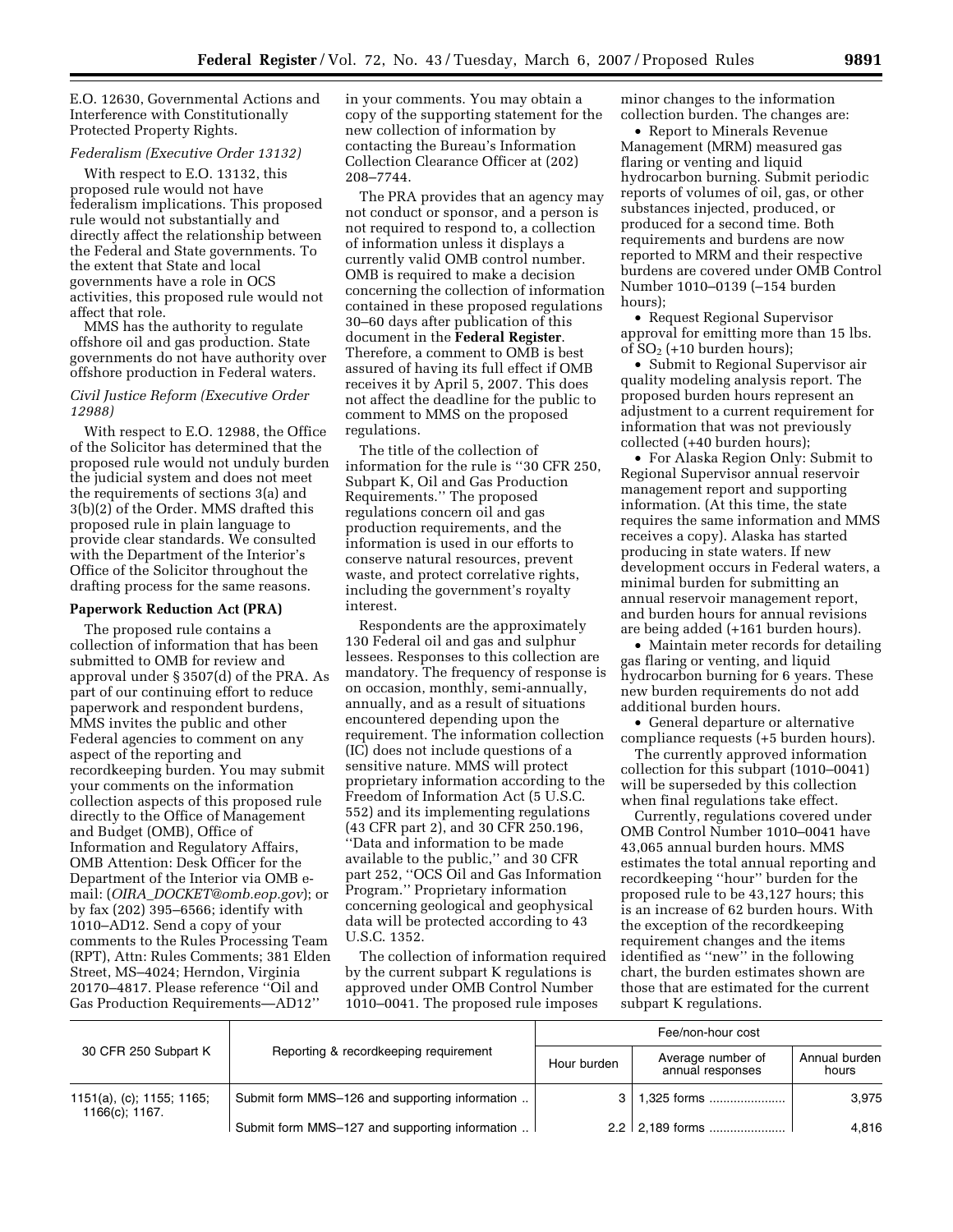E.O. 12630, Governmental Actions and Interference with Constitutionally Protected Property Rights.

*Federalism (Executive Order 13132)*

With respect to E.O. 13132, this proposed rule would not have federalism implications. This proposed rule would not substantially and directly affect the relationship between the Federal and State governments. To the extent that State and local governments have a role in OCS activities, this proposed rule would not affect that role.

MMS has the authority to regulate offshore oil and gas production. State governments do not have authority over offshore production in Federal waters.

*Civil Justice Reform (Executive Order 12988)*

With respect to E.O. 12988, the Office of the Solicitor has determined that the proposed rule would not unduly burden the judicial system and does not meet the requirements of sections 3(a) and 3(b)(2) of the Order. MMS drafted this proposed rule in plain language to provide clear standards. We consulted with the Department of the Interior's Office of the Solicitor throughout the drafting process for the same reasons.

**Paperwork Reduction Act (PRA)**

The proposed rule contains a collection of information that has been submitted to OMB for review and approval under § 3507(d) of the PRA. As part of our continuing effort to reduce paperwork and respondent burdens, MMS invites the public and other Federal agencies to comment on any aspect of the reporting and recordkeeping burden. You may submit your comments on the information collection aspects of this proposed rule directly to the Office of Management and Budget (OMB), Office of Information and Regulatory Affairs, OMB Attention: Desk Officer for the Department of the Interior via OMB e-mail: (*OIRA_DOCKET@omb.eop.gov*); or by fax (202) 395–6566; identify with 1010–AD12. Send a copy of your comments to the Rules Processing Team (RPT), Attn: Rules Comments; 381 Elden Street, MS–4024; Herndon, Virginia 20170–4817. Please reference ''Oil and Gas Production Requirements—AD12'' in your comments. You may obtain a copy of the supporting statement for the new collection of information by contacting the Bureau's Information Collection Clearance Officer at (202) 208–7744.

The PRA provides that an agency may not conduct or sponsor, and a person is not required to respond to, a collection of information unless it displays a currently valid OMB control number. OMB is required to make a decision concerning the collection of information contained in these proposed regulations 30–60 days after publication of this document in the **Federal Register**. Therefore, a comment to OMB is best assured of having its full effect if OMB receives it by April 5, 2007. This does not affect the deadline for the public to comment to MMS on the proposed regulations.

The title of the collection of information for the rule is ''30 CFR 250, Subpart K, Oil and Gas Production Requirements.'' The proposed regulations concern oil and gas production requirements, and the information is used in our efforts to conserve natural resources, prevent waste, and protect correlative rights, including the government's royalty interest.

Respondents are the approximately 130 Federal oil and gas and sulphur lessees. Responses to this collection are mandatory. The frequency of response is on occasion, monthly, semi-annually, annually, and as a result of situations encountered depending upon the requirement. The information collection (IC) does not include questions of a sensitive nature. MMS will protect proprietary information according to the Freedom of Information Act (5 U.S.C. 552) and its implementing regulations (43 CFR part 2), and 30 CFR 250.196, ''Data and information to be made available to the public,'' and 30 CFR part 252, ''OCS Oil and Gas Information Program.'' Proprietary information concerning geological and geophysical data will be protected according to 43 U.S.C. 1352.

The collection of information required by the current subpart K regulations is approved under OMB Control Number 1010–0041. The proposed rule imposes minor changes to the information collection burden. The changes are:

- Report to Minerals Revenue Management (MRM) measured gas flaring or venting and liquid hydrocarbon burning. Submit periodic reports of volumes of oil, gas, or other substances injected, produced, or produced for a second time. Both requirements and burdens are now reported to MRM and their respective burdens are covered under OMB Control Number 1010–0139 (–154 burden hours);
- Request Regional Supervisor approval for emitting more than 15 lbs. of $SO_2$ (+10 burden hours);
- Submit to Regional Supervisor air quality modeling analysis report. The proposed burden hours represent an adjustment to a current requirement for information that was not previously collected (+40 burden hours);
- For Alaska Region Only: Submit to Regional Supervisor annual reservoir management report and supporting information. (At this time, the state requires the same information and MMS receives a copy). Alaska has started producing in state waters. If new development occurs in Federal waters, a minimal burden for submitting an annual reservoir management report, and burden hours for annual revisions are being added (+161 burden hours).
- Maintain meter records for detailing gas flaring or venting, and liquid hydrocarbon burning for 6 years. These new burden requirements do not add additional burden hours.
- General departure or alternative compliance requests (+5 burden hours).

The currently approved information collection for this subpart (1010–0041) will be superseded by this collection when final regulations take effect.

Currently, regulations covered under OMB Control Number 1010–0041 have 43,065 annual burden hours. MMS estimates the total annual reporting and recordkeeping ''hour'' burden for the proposed rule to be 43,127 hours; this is an increase of 62 burden hours. With the exception of the recordkeeping requirement changes and the items identified as ''new'' in the following chart, the burden estimates shown are those that are estimated for the current subpart K regulations.

| 30 CFR 250 Subpart K | Reporting & recordkeeping requirement | Fee/non-hour cost | | |
|---|---|---|---|---|
| | | Hour burden | Average number of annual responses | Annual burden hours |
| 1151(a), (c); 1155; 1165; 1166(c); 1167. | Submit form MMS–126 and supporting information .. | 3 | 1,325 forms ...................... | 3,975 |
| | Submit form MMS–127 and supporting information .. | 2.2 | 2,189 forms ...................... | 4,816 |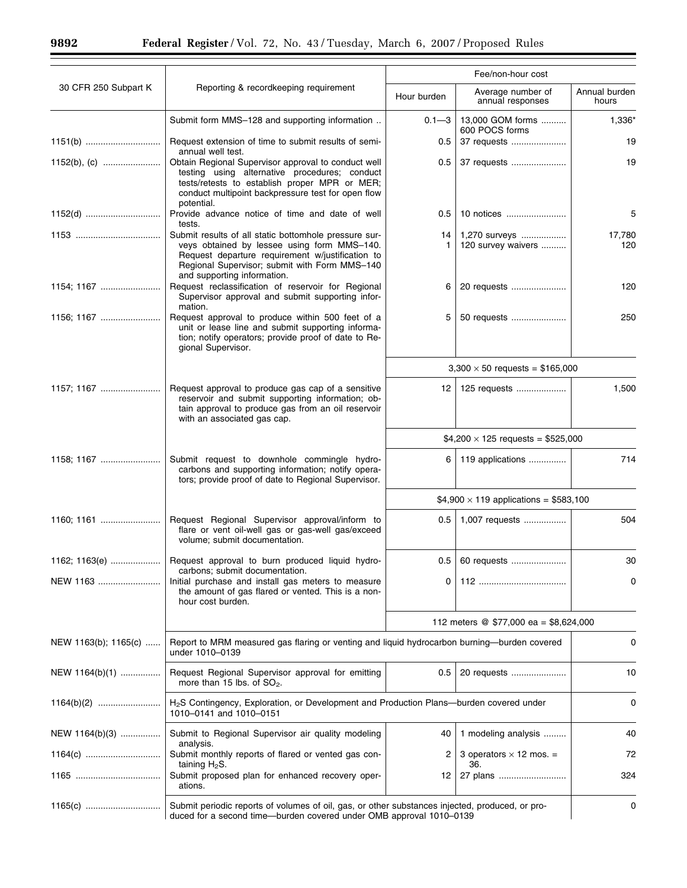| 30 CFR 250 Subpart K | Reporting & recordkeeping requirement | Hour burden | Average number of annual responses | Annual burden hours |
|---|---|---|---|---|
| | | Fee/non-hour cost | | |
| | Submit form MMS–128 and supporting information .. | 0.1—3 | 13,000 GOM forms; 600 POCS forms | 1,336* |
| 1151(b) | Request extension of time to submit results of semi-annual well test. | 0.5 | 37 requests | 19 |
| 1152(b), (c) | Obtain Regional Supervisor approval to conduct well testing using alternative procedures; conduct tests/retests to establish proper MPR or MER; conduct multipoint backpressure test for open flow potential. | 0.5 | 37 requests | 19 |
| 1152(d) | Provide advance notice of time and date of well tests. | 0.5 | 10 notices | 5 |
| 1153 | Submit results of all static bottomhole pressure surveys obtained by lessee using form MMS–140. Request departure requirement w/justification to Regional Supervisor; submit with Form MMS–140 and supporting information. | 14; 1 | 1,270 surveys; 120 survey waivers | 17,780; 120 |
| 1154; 1167 | Request reclassification of reservoir for Regional Supervisor approval and submit supporting information. | 6 | 20 requests | 120 |
| 1156; 1167 | Request approval to produce within 500 feet of a unit or lease line and submit supporting information; notify operators; provide proof of date to Regional Supervisor. | 5 | 50 requests | 250 |
| | | $3,300 \times 50$ requests = $165,000 | | |
| 1157; 1167 | Request approval to produce gas cap of a sensitive reservoir and submit supporting information; obtain approval to produce gas from an oil reservoir with an associated gas cap. | 12 | 125 requests | 1,500 |
| | | $4,200 $\times$ 125 requests = $525,000 | | |
| 1158; 1167 | Submit request to downhole commingle hydrocarbons and supporting information; notify operators; provide proof of date to Regional Supervisor. | 6 | 119 applications | 714 |
| | | $4,900 $\times$ 119 applications = $583,100 | | |
| 1160; 1161 | Request Regional Supervisor approval/inform to flare or vent oil-well gas or gas-well gas/exceed volume; submit documentation. | 0.5 | 1,007 requests | 504 |
| 1162; 1163(e) | Request approval to burn produced liquid hydrocarbons; submit documentation. | 0.5 | 60 requests | 30 |
| NEW 1163 | Initial purchase and install gas meters to measure the amount of gas flared or vented. This is a non-hour cost burden. | 0 | 112 | 0 |
| | | 112 meters @ $77,000 ea = $8,624,000 | | |
| NEW 1163(b); 1165(c) | Report to MRM measured gas flaring or venting and liquid hydrocarbon burning—burden covered under 1010–0139 | | | 0 |
| NEW 1164(b)(1) | Request Regional Supervisor approval for emitting more than 15 lbs. of $SO_2$. | 0.5 | 20 requests | 10 |
| 1164(b)(2) | $H_2S$ Contingency, Exploration, or Development and Production Plans—burden covered under 1010–0141 and 1010–0151 | | | 0 |
| NEW 1164(b)(3) | Submit to Regional Supervisor air quality modeling analysis. | 40 | 1 modeling analysis | 40 |
| 1164(c) | Submit monthly reports of flared or vented gas containing $H_2S$. | 2 | 3 operators $\times$ 12 mos. = 36. | 72 |
| 1165 | Submit proposed plan for enhanced recovery operations. | 12 | 27 plans | 324 |
| 1165(c) | Submit periodic reports of volumes of oil, gas, or other substances injected, produced, or produced for a second time—burden covered under OMB approval 1010–0139 | | | 0 |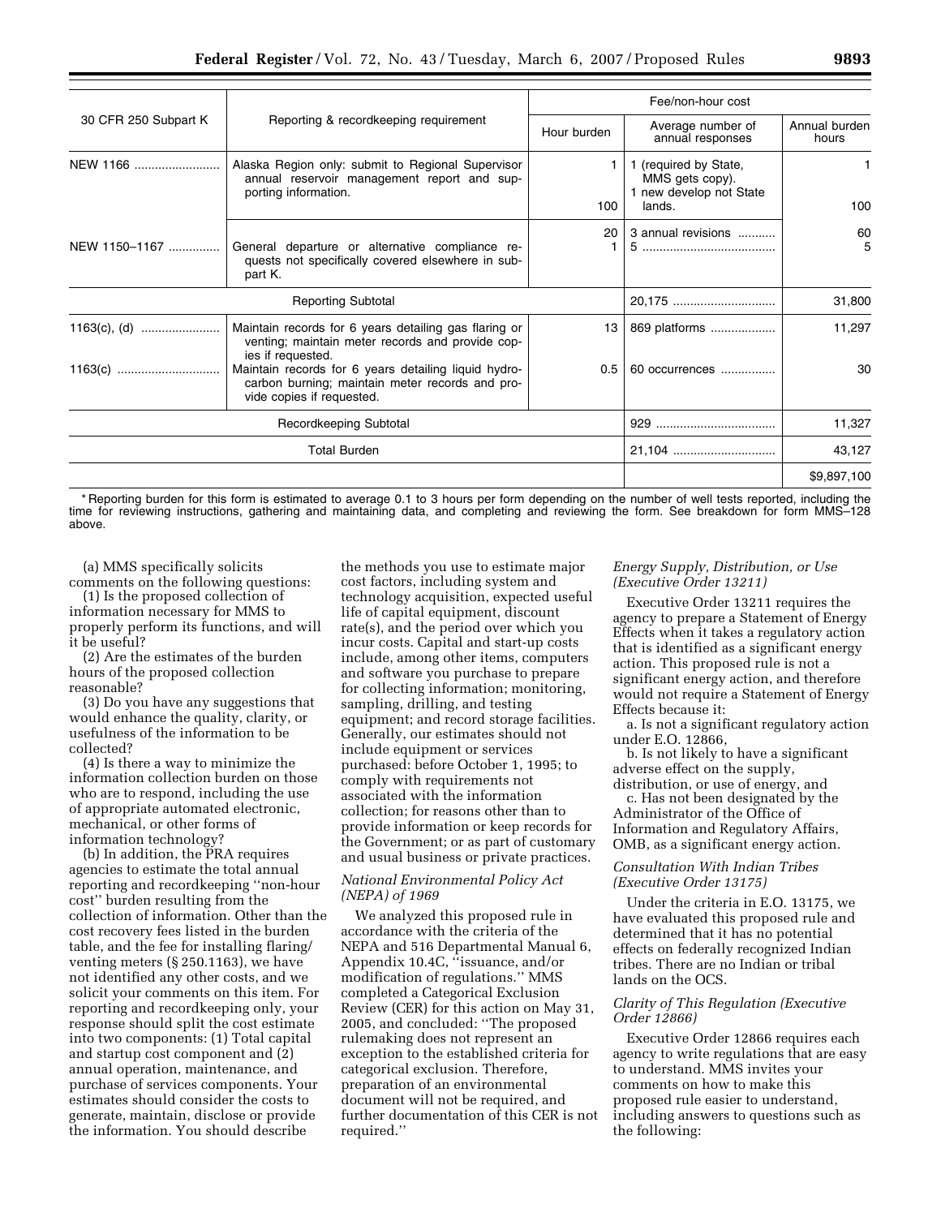| 30 CFR 250 Subpart K | Reporting & recordkeeping requirement | Hour burden | Average number of annual responses | Annual burden hours |
|---|---|---|---|---|
| | | Fee/non-hour cost | | |
| NEW 1166 | Alaska Region only: submit to Regional Supervisor annual reservoir management report and supporting information. | 1<br>100 | 1 (required by State, MMS gets copy).<br>1 new develop not State lands. | 1<br>100 |
| NEW 1150–1167 | General departure or alternative compliance requests not specifically covered elsewhere in subpart K. | 20<br>1 | 3 annual revisions<br>5 | 60<br>5 |
| Reporting Subtotal | | | 20,175 | 31,800 |
| 1163(c), (d) | Maintain records for 6 years detailing gas flaring or venting; maintain meter records and provide copies if requested. | 13 | 869 platforms | 11,297 |
| 1163(c) | Maintain records for 6 years detailing liquid hydrocarbon burning; maintain meter records and provide copies if requested. | 0.5 | 60 occurrences | 30 |
| Recordkeeping Subtotal | | | 929 | 11,327 |
| Total Burden | | | 21,104 | 43,127 |
| | | | | $9,897,100 |

\* Reporting burden for this form is estimated to average 0.1 to 3 hours per form depending on the number of well tests reported, including the time for reviewing instructions, gathering and maintaining data, and completing and reviewing the form. See breakdown for form MMS–128 above.

(a) MMS specifically solicits comments on the following questions:

(1) Is the proposed collection of information necessary for MMS to properly perform its functions, and will it be useful?

(2) Are the estimates of the burden hours of the proposed collection reasonable?

(3) Do you have any suggestions that would enhance the quality, clarity, or usefulness of the information to be collected?

(4) Is there a way to minimize the information collection burden on those who are to respond, including the use of appropriate automated electronic, mechanical, or other forms of information technology?

(b) In addition, the PRA requires agencies to estimate the total annual reporting and recordkeeping ''non-hour cost'' burden resulting from the collection of information. Other than the cost recovery fees listed in the burden table, and the fee for installing flaring/venting meters (§ 250.1163), we have not identified any other costs, and we solicit your comments on this item. For reporting and recordkeeping only, your response should split the cost estimate into two components: (1) Total capital and startup cost component and (2) annual operation, maintenance, and purchase of services components. Your estimates should consider the costs to generate, maintain, disclose or provide the information. You should describe the methods you use to estimate major cost factors, including system and technology acquisition, expected useful life of capital equipment, discount rate(s), and the period over which you incur costs. Capital and start-up costs include, among other items, computers and software you purchase to prepare for collecting information; monitoring, sampling, drilling, and testing equipment; and record storage facilities. Generally, our estimates should not include equipment or services purchased: before October 1, 1995; to comply with requirements not associated with the information collection; for reasons other than to provide information or keep records for the Government; or as part of customary and usual business or private practices.

*National Environmental Policy Act (NEPA) of 1969*

We analyzed this proposed rule in accordance with the criteria of the NEPA and 516 Departmental Manual 6, Appendix 10.4C, ''issuance, and/or modification of regulations.'' MMS completed a Categorical Exclusion Review (CER) for this action on May 31, 2005, and concluded: ''The proposed rulemaking does not represent an exception to the established criteria for categorical exclusion. Therefore, preparation of an environmental document will not be required, and further documentation of this CER is not required.''

*Energy Supply, Distribution, or Use (Executive Order 13211)*

Executive Order 13211 requires the agency to prepare a Statement of Energy Effects when it takes a regulatory action that is identified as a significant energy action. This proposed rule is not a significant energy action, and therefore would not require a Statement of Energy Effects because it:

a. Is not a significant regulatory action under E.O. 12866,

b. Is not likely to have a significant adverse effect on the supply, distribution, or use of energy, and

c. Has not been designated by the Administrator of the Office of Information and Regulatory Affairs, OMB, as a significant energy action.

*Consultation With Indian Tribes (Executive Order 13175)*

Under the criteria in E.O. 13175, we have evaluated this proposed rule and determined that it has no potential effects on federally recognized Indian tribes. There are no Indian or tribal lands on the OCS.

*Clarity of This Regulation (Executive Order 12866)*

Executive Order 12866 requires each agency to write regulations that are easy to understand. MMS invites your comments on how to make this proposed rule easier to understand, including answers to questions such as the following: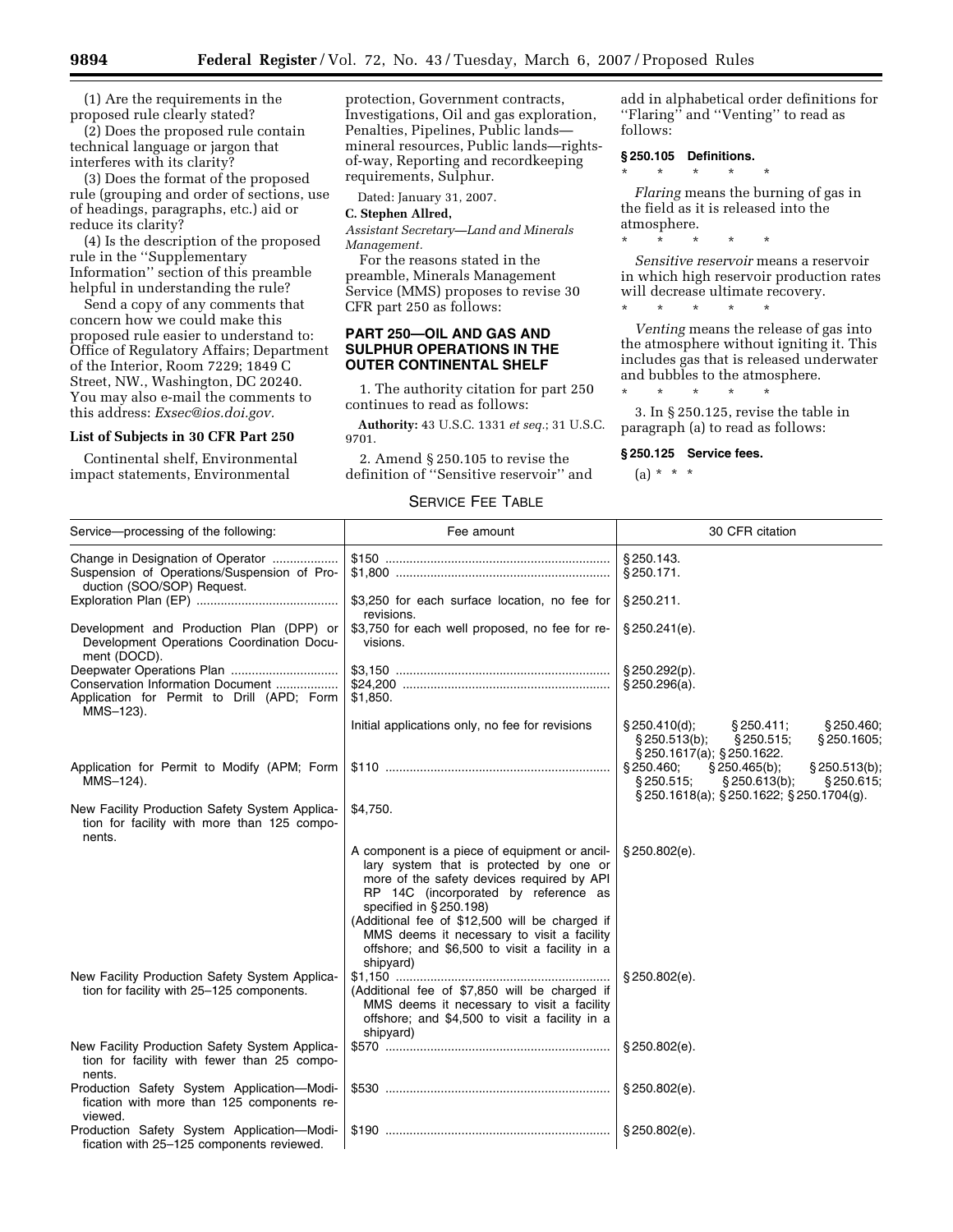(1) Are the requirements in the proposed rule clearly stated?

(2) Does the proposed rule contain technical language or jargon that interferes with its clarity?

(3) Does the format of the proposed rule (grouping and order of sections, use of headings, paragraphs, etc.) aid or reduce its clarity?

(4) Is the description of the proposed rule in the ''Supplementary Information'' section of this preamble helpful in understanding the rule?

Send a copy of any comments that concern how we could make this proposed rule easier to understand to: Office of Regulatory Affairs; Department of the Interior, Room 7229; 1849 C Street, NW., Washington, DC 20240. You may also e-mail the comments to this address: *Exsec@ios.doi.gov*.

**List of Subjects in 30 CFR Part 250**

Continental shelf, Environmental impact statements, Environmental protection, Government contracts, Investigations, Oil and gas exploration, Penalties, Pipelines, Public lands—mineral resources, Public lands—rights-of-way, Reporting and recordkeeping requirements, Sulphur.

Dated: January 31, 2007.

**C. Stephen Allred,**

*Assistant Secretary—Land and Minerals Management.*

For the reasons stated in the preamble, Minerals Management Service (MMS) proposes to revise 30 CFR part 250 as follows:

## PART 250—OIL AND GAS AND SULPHUR OPERATIONS IN THE OUTER CONTINENTAL SHELF

1. The authority citation for part 250 continues to read as follows:

**Authority:** 43 U.S.C. 1331 *et seq.*; 31 U.S.C. 9701.

2. Amend § 250.105 to revise the definition of ''Sensitive reservoir'' and add in alphabetical order definitions for ''Flaring'' and ''Venting'' to read as follows:

**§ 250.105 Definitions.**

\* \* \* \* \*

*Flaring* means the burning of gas in the field as it is released into the atmosphere.

\* \* \* \* \*

*Sensitive reservoir* means a reservoir in which high reservoir production rates will decrease ultimate recovery.

\* \* \* \* \*

*Venting* means the release of gas into the atmosphere without igniting it. This includes gas that is released underwater and bubbles to the atmosphere.

\* \* \* \* \*

3. In § 250.125, revise the table in paragraph (a) to read as follows:

**§ 250.125 Service fees.**

(a) \* \* \*

SERVICE FEE TABLE

| Service—processing of the following: | Fee amount | 30 CFR citation |
|---|---|---|
| Change in Designation of Operator | $150 | § 250.143. |
| Suspension of Operations/Suspension of Production (SOO/SOP) Request. | $1,800 | § 250.171. |
| Exploration Plan (EP) | $3,250 for each surface location, no fee for revisions. | § 250.211. |
| Development and Production Plan (DPP) or Development Operations Coordination Document (DOCD). | $3,750 for each well proposed, no fee for revisions. | § 250.241(e). |
| Deepwater Operations Plan | $3,150 | § 250.292(p). |
| Conservation Information Document | $24,200 | § 250.296(a). |
| Application for Permit to Drill (APD; Form MMS–123). | $1,850. | |
| | Initial applications only, no fee for revisions | § 250.410(d); § 250.411; § 250.460; § 250.513(b); § 250.515; § 250.1605; § 250.1617(a); § 250.1622. |
| Application for Permit to Modify (APM; Form MMS–124). | $110 | § 250.460; § 250.465(b); § 250.513(b); § 250.515; § 250.613(b); § 250.615; § 250.1618(a); § 250.1622; § 250.1704(g). |
| New Facility Production Safety System Application for facility with more than 125 components. | $4,750. | |
| | A component is a piece of equipment or ancillary system that is protected by one or more of the safety devices required by API RP 14C (incorporated by reference as specified in § 250.198) (Additional fee of $12,500 will be charged if MMS deems it necessary to visit a facility offshore; and $6,500 to visit a facility in a shipyard) | § 250.802(e). |
| New Facility Production Safety System Application for facility with 25–125 components. | $1,150 (Additional fee of $7,850 will be charged if MMS deems it necessary to visit a facility offshore; and $4,500 to visit a facility in a shipyard) | § 250.802(e). |
| New Facility Production Safety System Application for facility with fewer than 25 components. | $570 | § 250.802(e). |
| Production Safety System Application—Modification with more than 125 components reviewed. | $530 | § 250.802(e). |
| Production Safety System Application—Modification with 25–125 components reviewed. | $190 | § 250.802(e). |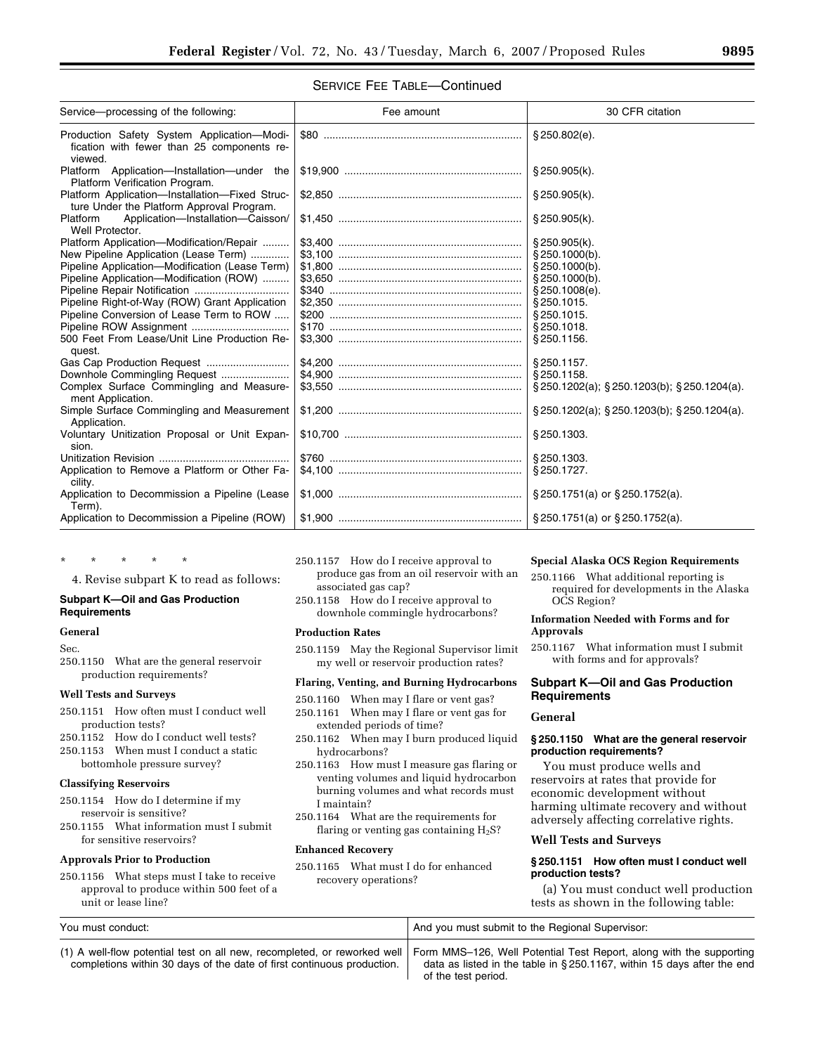SERVICE FEE TABLE—Continued

| Service—processing of the following: | Fee amount | 30 CFR citation |
| --- | --- | --- |
| Production Safety System Application—Modification with fewer than 25 components reviewed. | $80 | § 250.802(e). |
| Platform Application—Installation—under the Platform Verification Program. | $19,900 | § 250.905(k). |
| Platform Application—Installation—Fixed Structure Under the Platform Approval Program. | $2,850 | § 250.905(k). |
| Platform Application—Installation—Caisson/Well Protector. | $1,450 | § 250.905(k). |
| Platform Application—Modification/Repair | $3,400 | § 250.905(k). |
| New Pipeline Application (Lease Term) | $3,100 | § 250.1000(b). |
| Pipeline Application—Modification (Lease Term) | $1,800 | § 250.1000(b). |
| Pipeline Application—Modification (ROW) | $3,650 | § 250.1000(b). |
| Pipeline Repair Notification | $340 | § 250.1008(e). |
| Pipeline Right-of-Way (ROW) Grant Application | $2,350 | § 250.1015. |
| Pipeline Conversion of Lease Term to ROW | $200 | § 250.1015. |
| Pipeline ROW Assignment | $170 | § 250.1018. |
| 500 Feet From Lease/Unit Line Production Request. | $3,300 | § 250.1156. |
| Gas Cap Production Request | $4,200 | § 250.1157. |
| Downhole Commingling Request | $4,900 | § 250.1158. |
| Complex Surface Commingling and Measurement Application. | $3,550 | § 250.1202(a); § 250.1203(b); § 250.1204(a). |
| Simple Surface Commingling and Measurement Application. | $1,200 | § 250.1202(a); § 250.1203(b); § 250.1204(a). |
| Voluntary Unitization Proposal or Unit Expansion. | $10,700 | § 250.1303. |
| Unitization Revision | $760 | § 250.1303. |
| Application to Remove a Platform or Other Facility. | $4,100 | § 250.1727. |
| Application to Decommission a Pipeline (Lease Term). | $1,000 | § 250.1751(a) or § 250.1752(a). |
| Application to Decommission a Pipeline (ROW) | $1,900 | § 250.1751(a) or § 250.1752(a). |

\* \* \* \* \*

4. Revise subpart K to read as follows:

**Subpart K—Oil and Gas Production Requirements**

**General**

Sec.
250.1150 What are the general reservoir production requirements?

**Well Tests and Surveys**

250.1151 How often must I conduct well production tests?
250.1152 How do I conduct well tests?
250.1153 When must I conduct a static bottomhole pressure survey?

**Classifying Reservoirs**

250.1154 How do I determine if my reservoir is sensitive?
250.1155 What information must I submit for sensitive reservoirs?

**Approvals Prior to Production**

250.1156 What steps must I take to receive approval to produce within 500 feet of a unit or lease line?
250.1157 How do I receive approval to produce gas from an oil reservoir with an associated gas cap?
250.1158 How do I receive approval to downhole commingle hydrocarbons?

**Production Rates**

250.1159 May the Regional Supervisor limit my well or reservoir production rates?

**Flaring, Venting, and Burning Hydrocarbons**

250.1160 When may I flare or vent gas?
250.1161 When may I flare or vent gas for extended periods of time?
250.1162 When may I burn produced liquid hydrocarbons?
250.1163 How must I measure gas flaring or venting volumes and liquid hydrocarbon burning volumes and what records must I maintain?
250.1164 What are the requirements for flaring or venting gas containing $H_2S$?

**Enhanced Recovery**

250.1165 What must I do for enhanced recovery operations?

**Special Alaska OCS Region Requirements**

250.1166 What additional reporting is required for developments in the Alaska OCS Region?

**Information Needed with Forms and for Approvals**

250.1167 What information must I submit with forms and for approvals?

## Subpart K—Oil and Gas Production Requirements

### General

#### § 250.1150 What are the general reservoir production requirements?

You must produce wells and reservoirs at rates that provide for economic development without harming ultimate recovery and without adversely affecting correlative rights.

### Well Tests and Surveys

#### § 250.1151 How often must I conduct well production tests?

(a) You must conduct well production tests as shown in the following table:

| You must conduct: | And you must submit to the Regional Supervisor: |
| --- | --- |
| (1) A well-flow potential test on all new, recompleted, or reworked well completions within 30 days of the date of first continuous production. | Form MMS–126, Well Potential Test Report, along with the supporting data as listed in the table in § 250.1167, within 15 days after the end of the test period. |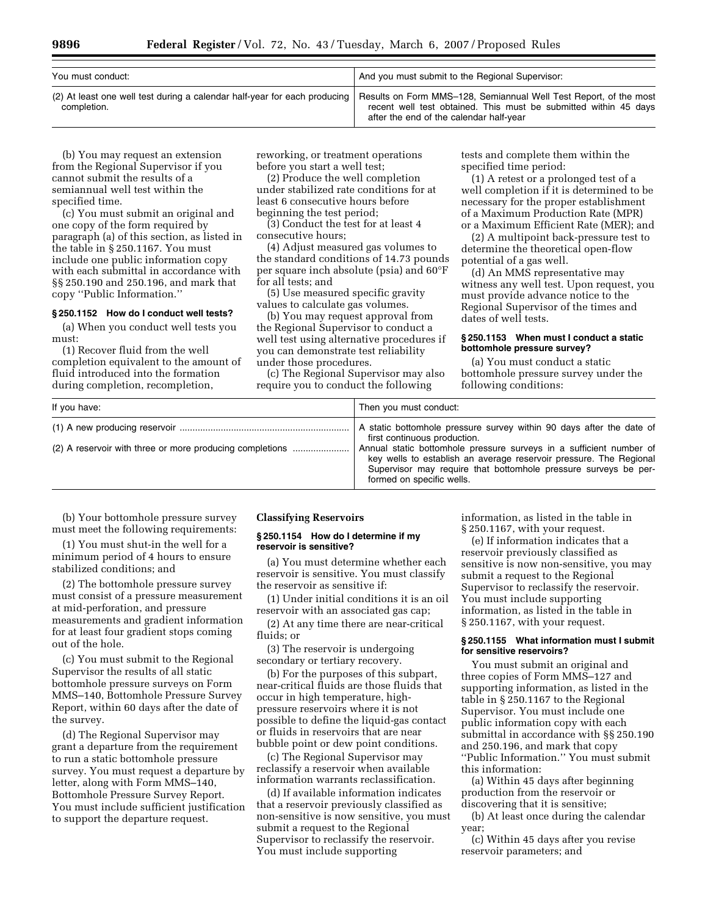| You must conduct: | And you must submit to the Regional Supervisor: |
|---|---|
| (2) At least one well test during a calendar half-year for each producing completion. | Results on Form MMS–128, Semiannual Well Test Report, of the most recent well test obtained. This must be submitted within 45 days after the end of the calendar half-year |

(b) You may request an extension from the Regional Supervisor if you cannot submit the results of a semiannual well test within the specified time.

(c) You must submit an original and one copy of the form required by paragraph (a) of this section, as listed in the table in § 250.1167. You must include one public information copy with each submittal in accordance with §§ 250.190 and 250.196, and mark that copy ''Public Information.''

### § 250.1152 How do I conduct well tests?

(a) When you conduct well tests you must:

(1) Recover fluid from the well completion equivalent to the amount of fluid introduced into the formation during completion, recompletion, reworking, or treatment operations before you start a well test;

(2) Produce the well completion under stabilized rate conditions for at least 6 consecutive hours before beginning the test period;

(3) Conduct the test for at least 4 consecutive hours;

(4) Adjust measured gas volumes to the standard conditions of 14.73 pounds per square inch absolute (psia) and 60°F for all tests; and

(5) Use measured specific gravity values to calculate gas volumes.

(b) You may request approval from the Regional Supervisor to conduct a well test using alternative procedures if you can demonstrate test reliability under those procedures.

(c) The Regional Supervisor may also require you to conduct the following tests and complete them within the specified time period:

(1) A retest or a prolonged test of a well completion if it is determined to be necessary for the proper establishment of a Maximum Production Rate (MPR) or a Maximum Efficient Rate (MER); and

(2) A multipoint back-pressure test to determine the theoretical open-flow potential of a gas well.

(d) An MMS representative may witness any well test. Upon request, you must provide advance notice to the Regional Supervisor of the times and dates of well tests.

### § 250.1153 When must I conduct a static bottomhole pressure survey?

(a) You must conduct a static bottomhole pressure survey under the following conditions:

| If you have: | Then you must conduct: |
|---|---|
| (1) A new producing reservoir | A static bottomhole pressure survey within 90 days after the date of first continuous production. |
| (2) A reservoir with three or more producing completions | Annual static bottomhole pressure surveys in a sufficient number of key wells to establish an average reservoir pressure. The Regional Supervisor may require that bottomhole pressure surveys be performed on specific wells. |

(b) Your bottomhole pressure survey must meet the following requirements:

(1) You must shut-in the well for a minimum period of 4 hours to ensure stabilized conditions; and

(2) The bottomhole pressure survey must consist of a pressure measurement at mid-perforation, and pressure measurements and gradient information for at least four gradient stops coming out of the hole.

(c) You must submit to the Regional Supervisor the results of all static bottomhole pressure surveys on Form MMS–140, Bottomhole Pressure Survey Report, within 60 days after the date of the survey.

(d) The Regional Supervisor may grant a departure from the requirement to run a static bottomhole pressure survey. You must request a departure by letter, along with Form MMS–140, Bottomhole Pressure Survey Report. You must include sufficient justification to support the departure request.

## Classifying Reservoirs

### § 250.1154 How do I determine if my reservoir is sensitive?

(a) You must determine whether each reservoir is sensitive. You must classify the reservoir as sensitive if:

(1) Under initial conditions it is an oil reservoir with an associated gas cap;

(2) At any time there are near-critical fluids; or

(3) The reservoir is undergoing secondary or tertiary recovery.

(b) For the purposes of this subpart, near-critical fluids are those fluids that occur in high temperature, high-pressure reservoirs where it is not possible to define the liquid-gas contact or fluids in reservoirs that are near bubble point or dew point conditions.

(c) The Regional Supervisor may reclassify a reservoir when available information warrants reclassification.

(d) If available information indicates that a reservoir previously classified as non-sensitive is now sensitive, you must submit a request to the Regional Supervisor to reclassify the reservoir. You must include supporting information, as listed in the table in § 250.1167, with your request.

(e) If information indicates that a reservoir previously classified as sensitive is now non-sensitive, you may submit a request to the Regional Supervisor to reclassify the reservoir. You must include supporting information, as listed in the table in § 250.1167, with your request.

### § 250.1155 What information must I submit for sensitive reservoirs?

You must submit an original and three copies of Form MMS–127 and supporting information, as listed in the table in § 250.1167 to the Regional Supervisor. You must include one public information copy with each submittal in accordance with §§ 250.190 and 250.196, and mark that copy ''Public Information.'' You must submit this information:

(a) Within 45 days after beginning production from the reservoir or discovering that it is sensitive;

(b) At least once during the calendar year;

(c) Within 45 days after you revise reservoir parameters; and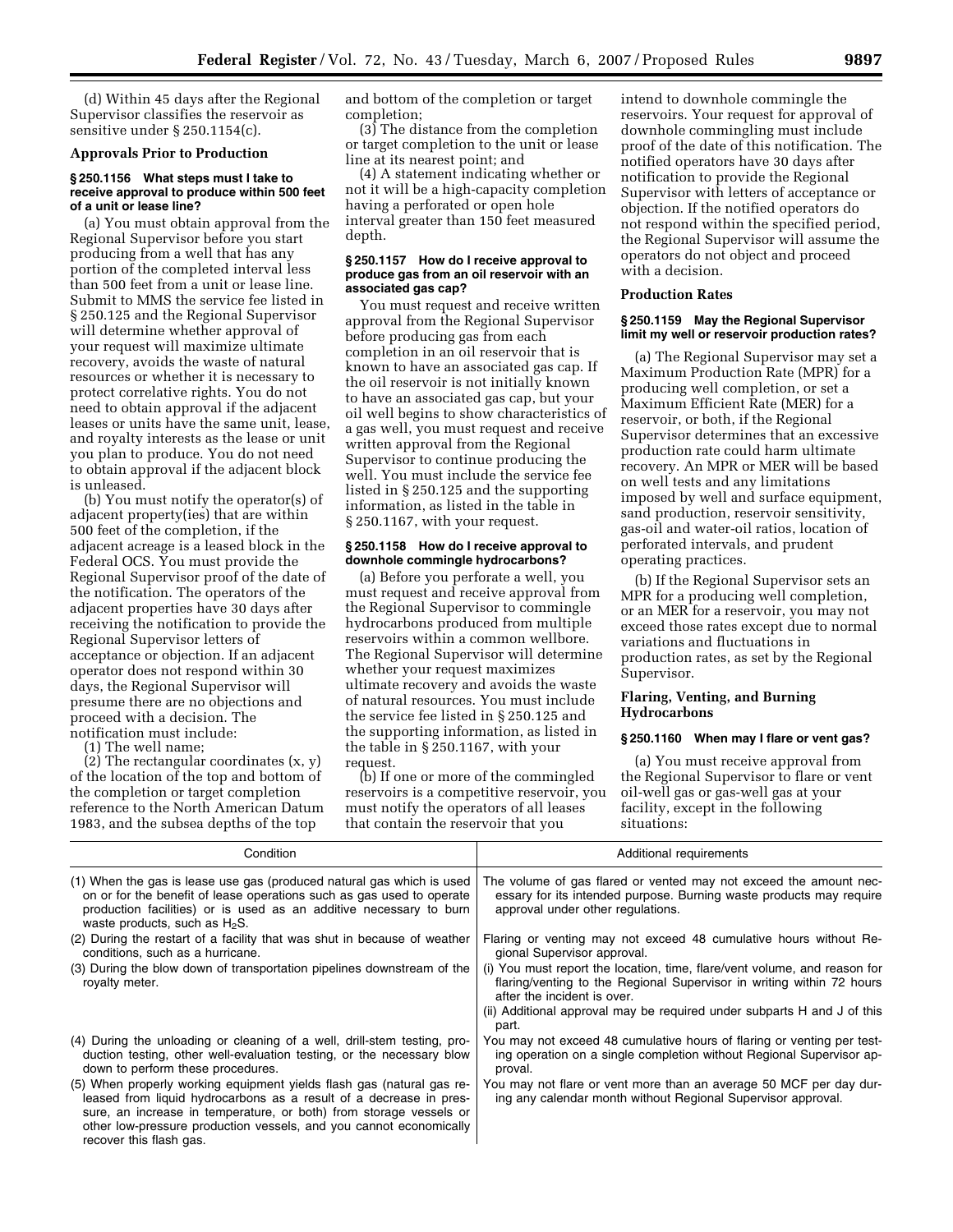(d) Within 45 days after the Regional Supervisor classifies the reservoir as sensitive under § 250.1154(c).

### Approvals Prior to Production

#### § 250.1156 What steps must I take to receive approval to produce within 500 feet of a unit or lease line?

(a) You must obtain approval from the Regional Supervisor before you start producing from a well that has any portion of the completed interval less than 500 feet from a unit or lease line. Submit to MMS the service fee listed in § 250.125 and the Regional Supervisor will determine whether approval of your request will maximize ultimate recovery, avoids the waste of natural resources or whether it is necessary to protect correlative rights. You do not need to obtain approval if the adjacent leases or units have the same unit, lease, and royalty interests as the lease or unit you plan to produce. You do not need to obtain approval if the adjacent block is unleased.

(b) You must notify the operator(s) of adjacent property(ies) that are within 500 feet of the completion, if the adjacent acreage is a leased block in the Federal OCS. You must provide the Regional Supervisor proof of the date of the notification. The operators of the adjacent properties have 30 days after receiving the notification to provide the Regional Supervisor letters of acceptance or objection. If an adjacent operator does not respond within 30 days, the Regional Supervisor will presume there are no objections and proceed with a decision. The notification must include:

(1) The well name;

(2) The rectangular coordinates (x, y) of the location of the top and bottom of the completion or target completion reference to the North American Datum 1983, and the subsea depths of the top and bottom of the completion or target completion;

(3) The distance from the completion or target completion to the unit or lease line at its nearest point; and

(4) A statement indicating whether or not it will be a high-capacity completion having a perforated or open hole interval greater than 150 feet measured depth.

#### § 250.1157 How do I receive approval to produce gas from an oil reservoir with an associated gas cap?

You must request and receive written approval from the Regional Supervisor before producing gas from each completion in an oil reservoir that is known to have an associated gas cap. If the oil reservoir is not initially known to have an associated gas cap, but your oil well begins to show characteristics of a gas well, you must request and receive written approval from the Regional Supervisor to continue producing the well. You must include the service fee listed in § 250.125 and the supporting information, as listed in the table in § 250.1167, with your request.

#### § 250.1158 How do I receive approval to downhole commingle hydrocarbons?

(a) Before you perforate a well, you must request and receive approval from the Regional Supervisor to commingle hydrocarbons produced from multiple reservoirs within a common wellbore. The Regional Supervisor will determine whether your request maximizes ultimate recovery and avoids the waste of natural resources. You must include the service fee listed in § 250.125 and the supporting information, as listed in the table in § 250.1167, with your request.

(b) If one or more of the commingled reservoirs is a competitive reservoir, you must notify the operators of all leases that contain the reservoir that you intend to downhole commingle the reservoirs. Your request for approval of downhole commingling must include proof of the date of this notification. The notified operators have 30 days after notification to provide the Regional Supervisor with letters of acceptance or objection. If the notified operators do not respond within the specified period, the Regional Supervisor will assume the operators do not object and proceed with a decision.

### Production Rates

#### § 250.1159 May the Regional Supervisor limit my well or reservoir production rates?

(a) The Regional Supervisor may set a Maximum Production Rate (MPR) for a producing well completion, or set a Maximum Efficient Rate (MER) for a reservoir, or both, if the Regional Supervisor determines that an excessive production rate could harm ultimate recovery. An MPR or MER will be based on well tests and any limitations imposed by well and surface equipment, sand production, reservoir sensitivity, gas-oil and water-oil ratios, location of perforated intervals, and prudent operating practices.

(b) If the Regional Supervisor sets an MPR for a producing well completion, or an MER for a reservoir, you may not exceed those rates except due to normal variations and fluctuations in production rates, as set by the Regional Supervisor.

### Flaring, Venting, and Burning Hydrocarbons

#### § 250.1160 When may I flare or vent gas?

(a) You must receive approval from the Regional Supervisor to flare or vent oil-well gas or gas-well gas at your facility, except in the following situations:

| Condition | Additional requirements |
|---|---|
| (1) When the gas is lease use gas (produced natural gas which is used on or for the benefit of lease operations such as gas used to operate production facilities) or is used as an additive necessary to burn waste products, such as $H_2S$. | The volume of gas flared or vented may not exceed the amount necessary for its intended purpose. Burning waste products may require approval under other regulations. |
| (2) During the restart of a facility that was shut in because of weather conditions, such as a hurricane. | Flaring or venting may not exceed 48 cumulative hours without Regional Supervisor approval. |
| (3) During the blow down of transportation pipelines downstream of the royalty meter. | (i) You must report the location, time, flare/vent volume, and reason for flaring/venting to the Regional Supervisor in writing within 72 hours after the incident is over.<br>(ii) Additional approval may be required under subparts H and J of this part. |
| (4) During the unloading or cleaning of a well, drill-stem testing, production testing, other well-evaluation testing, or the necessary blow down to perform these procedures. | You may not exceed 48 cumulative hours of flaring or venting per testing operation on a single completion without Regional Supervisor approval. |
| (5) When properly working equipment yields flash gas (natural gas released from liquid hydrocarbons as a result of a decrease in pressure, an increase in temperature, or both) from storage vessels or other low-pressure production vessels, and you cannot economically recover this flash gas. | You may not flare or vent more than an average 50 MCF per day during any calendar month without Regional Supervisor approval. |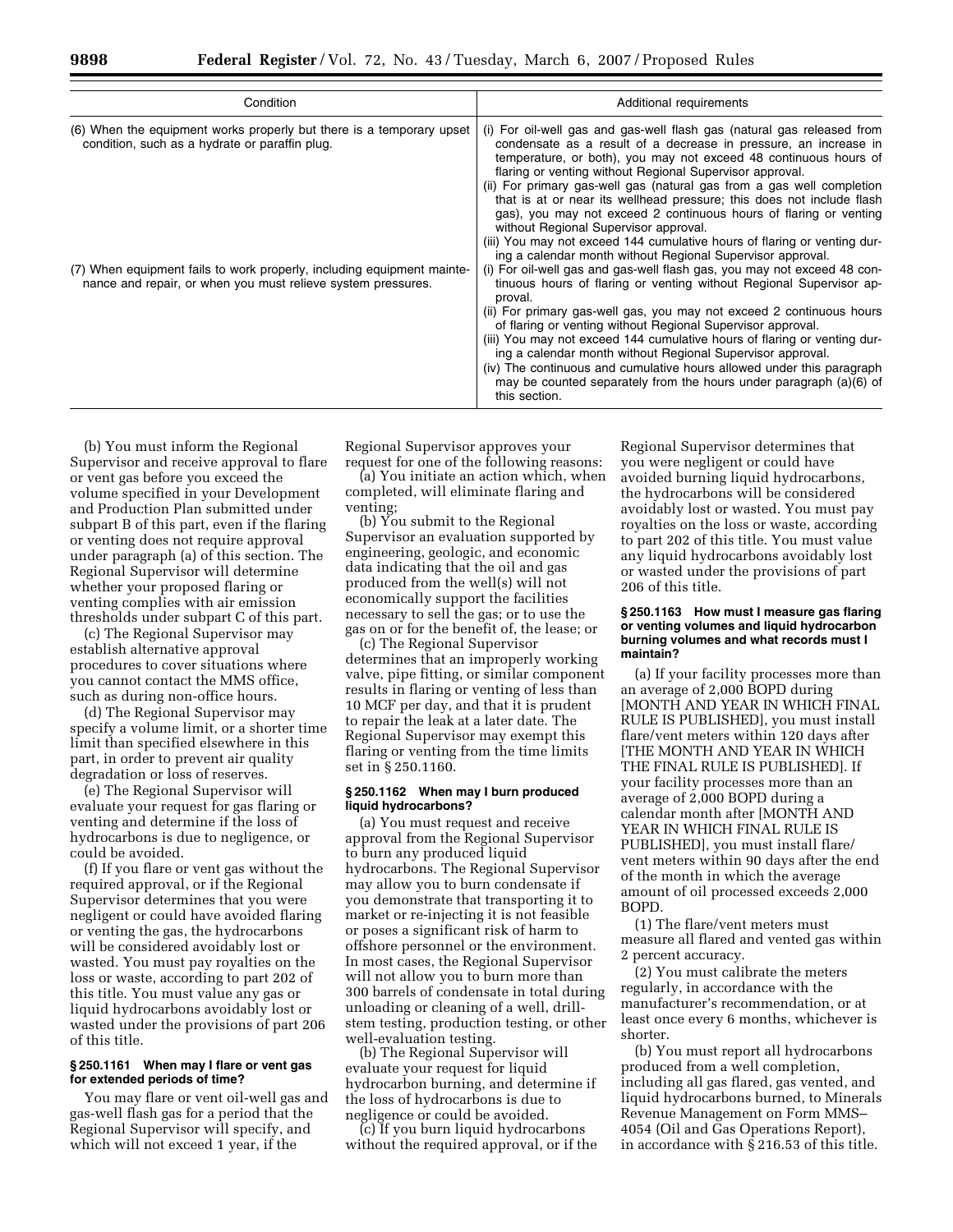| Condition | Additional requirements |
| --- | --- |
| (6) When the equipment works properly but there is a temporary upset condition, such as a hydrate or paraffin plug. | (i) For oil-well gas and gas-well flash gas (natural gas released from condensate as a result of a decrease in pressure, an increase in temperature, or both), you may not exceed 48 continuous hours of flaring or venting without Regional Supervisor approval.<br>(ii) For primary gas-well gas (natural gas from a gas well completion that is at or near its wellhead pressure; this does not include flash gas), you may not exceed 2 continuous hours of flaring or venting without Regional Supervisor approval.<br>(iii) You may not exceed 144 cumulative hours of flaring or venting during a calendar month without Regional Supervisor approval. |
| (7) When equipment fails to work properly, including equipment maintenance and repair, or when you must relieve system pressures. | (i) For oil-well gas and gas-well flash gas, you may not exceed 48 continuous hours of flaring or venting without Regional Supervisor approval.<br>(ii) For primary gas-well gas, you may not exceed 2 continuous hours of flaring or venting without Regional Supervisor approval.<br>(iii) You may not exceed 144 cumulative hours of flaring or venting during a calendar month without Regional Supervisor approval.<br>(iv) The continuous and cumulative hours allowed under this paragraph may be counted separately from the hours under paragraph (a)(6) of this section. |

(b) You must inform the Regional Supervisor and receive approval to flare or vent gas before you exceed the volume specified in your Development and Production Plan submitted under subpart B of this part, even if the flaring or venting does not require approval under paragraph (a) of this section. The Regional Supervisor will determine whether your proposed flaring or venting complies with air emission thresholds under subpart C of this part.

(c) The Regional Supervisor may establish alternative approval procedures to cover situations where you cannot contact the MMS office, such as during non-office hours.

(d) The Regional Supervisor may specify a volume limit, or a shorter time limit than specified elsewhere in this part, in order to prevent air quality degradation or loss of reserves.

(e) The Regional Supervisor will evaluate your request for gas flaring or venting and determine if the loss of hydrocarbons is due to negligence, or could be avoided.

(f) If you flare or vent gas without the required approval, or if the Regional Supervisor determines that you were negligent or could have avoided flaring or venting the gas, the hydrocarbons will be considered avoidably lost or wasted. You must pay royalties on the loss or waste, according to part 202 of this title. You must value any gas or liquid hydrocarbons avoidably lost or wasted under the provisions of part 206 of this title.

#### § 250.1161 When may I flare or vent gas for extended periods of time?

You may flare or vent oil-well gas and gas-well flash gas for a period that the Regional Supervisor will specify, and which will not exceed 1 year, if the Regional Supervisor approves your request for one of the following reasons:

(a) You initiate an action which, when completed, will eliminate flaring and venting;

(b) You submit to the Regional Supervisor an evaluation supported by engineering, geologic, and economic data indicating that the oil and gas produced from the well(s) will not economically support the facilities necessary to sell the gas; or to use the gas on or for the benefit of, the lease; or

(c) The Regional Supervisor determines that an improperly working valve, pipe fitting, or similar component results in flaring or venting of less than 10 MCF per day, and that it is prudent to repair the leak at a later date. The Regional Supervisor may exempt this flaring or venting from the time limits set in § 250.1160.

#### § 250.1162 When may I burn produced liquid hydrocarbons?

(a) You must request and receive approval from the Regional Supervisor to burn any produced liquid hydrocarbons. The Regional Supervisor may allow you to burn condensate if you demonstrate that transporting it to market or re-injecting it is not feasible or poses a significant risk of harm to offshore personnel or the environment. In most cases, the Regional Supervisor will not allow you to burn more than 300 barrels of condensate in total during unloading or cleaning of a well, drill-stem testing, production testing, or other well-evaluation testing.

(b) The Regional Supervisor will evaluate your request for liquid hydrocarbon burning, and determine if the loss of hydrocarbons is due to negligence or could be avoided.

(c) If you burn liquid hydrocarbons without the required approval, or if the Regional Supervisor determines that you were negligent or could have avoided burning liquid hydrocarbons, the hydrocarbons will be considered avoidably lost or wasted. You must pay royalties on the loss or waste, according to part 202 of this title. You must value any liquid hydrocarbons avoidably lost or wasted under the provisions of part 206 of this title.

#### § 250.1163 How must I measure gas flaring or venting volumes and liquid hydrocarbon burning volumes and what records must I maintain?

(a) If your facility processes more than an average of 2,000 BOPD during [MONTH AND YEAR IN WHICH FINAL RULE IS PUBLISHED], you must install flare/vent meters within 120 days after [THE MONTH AND YEAR IN WHICH THE FINAL RULE IS PUBLISHED]. If your facility processes more than an average of 2,000 BOPD during a calendar month after [MONTH AND YEAR IN WHICH FINAL RULE IS PUBLISHED], you must install flare/vent meters within 90 days after the end of the month in which the average amount of oil processed exceeds 2,000 BOPD.

(1) The flare/vent meters must measure all flared and vented gas within 2 percent accuracy.

(2) You must calibrate the meters regularly, in accordance with the manufacturer's recommendation, or at least once every 6 months, whichever is shorter.

(b) You must report all hydrocarbons produced from a well completion, including all gas flared, gas vented, and liquid hydrocarbons burned, to Minerals Revenue Management on Form MMS–4054 (Oil and Gas Operations Report), in accordance with § 216.53 of this title.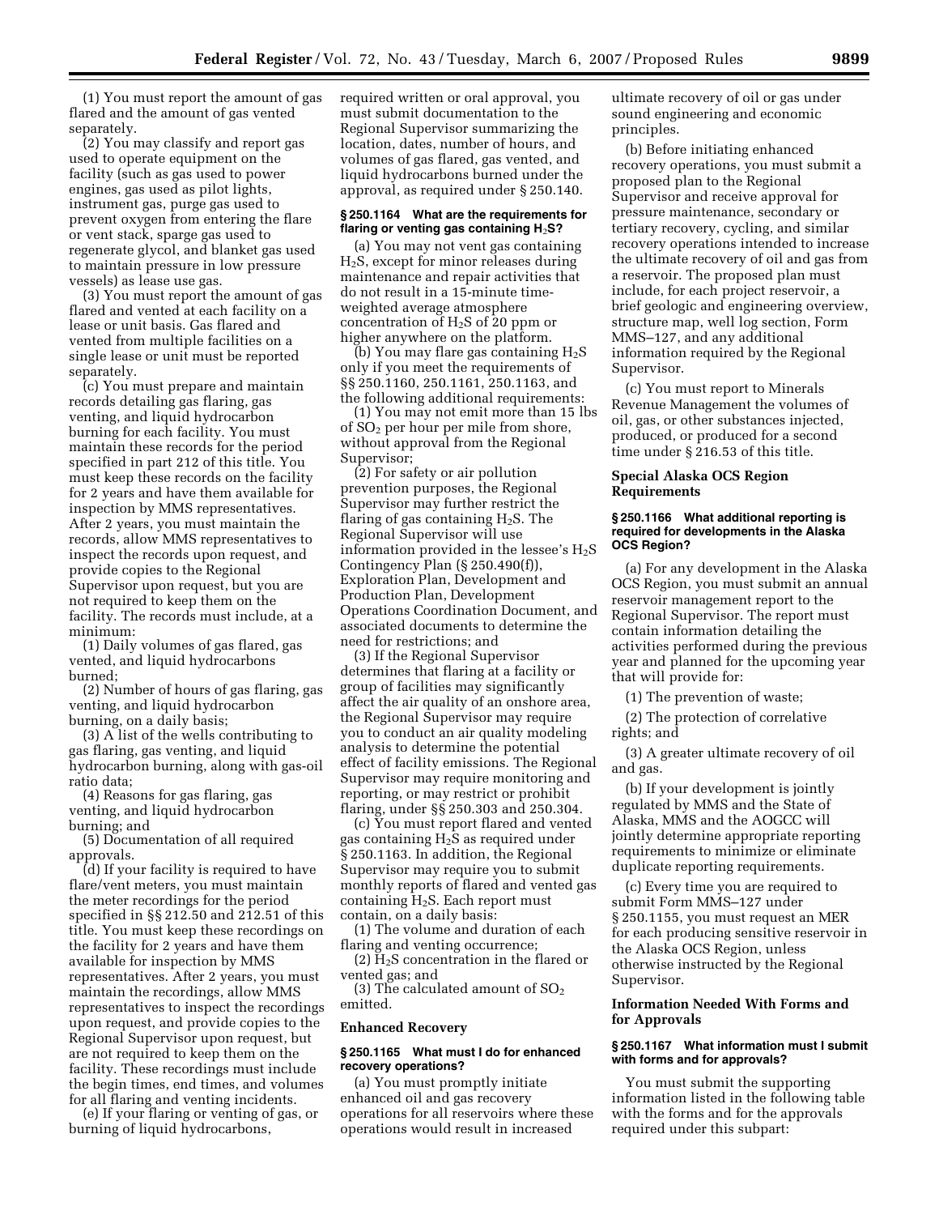(1) You must report the amount of gas flared and the amount of gas vented separately.

(2) You may classify and report gas used to operate equipment on the facility (such as gas used to power engines, gas used as pilot lights, instrument gas, purge gas used to prevent oxygen from entering the flare or vent stack, sparge gas used to regenerate glycol, and blanket gas used to maintain pressure in low pressure vessels) as lease use gas.

(3) You must report the amount of gas flared and vented at each facility on a lease or unit basis. Gas flared and vented from multiple facilities on a single lease or unit must be reported separately.

(c) You must prepare and maintain records detailing gas flaring, gas venting, and liquid hydrocarbon burning for each facility. You must maintain these records for the period specified in part 212 of this title. You must keep these records on the facility for 2 years and have them available for inspection by MMS representatives. After 2 years, you must maintain the records, allow MMS representatives to inspect the records upon request, and provide copies to the Regional Supervisor upon request, but you are not required to keep them on the facility. The records must include, at a minimum:

(1) Daily volumes of gas flared, gas vented, and liquid hydrocarbons burned;

(2) Number of hours of gas flaring, gas venting, and liquid hydrocarbon burning, on a daily basis;

(3) A list of the wells contributing to gas flaring, gas venting, and liquid hydrocarbon burning, along with gas-oil ratio data;

(4) Reasons for gas flaring, gas venting, and liquid hydrocarbon burning; and

(5) Documentation of all required approvals.

(d) If your facility is required to have flare/vent meters, you must maintain the meter recordings for the period specified in §§ 212.50 and 212.51 of this title. You must keep these recordings on the facility for 2 years and have them available for inspection by MMS representatives. After 2 years, you must maintain the recordings, allow MMS representatives to inspect the recordings upon request, and provide copies to the Regional Supervisor upon request, but are not required to keep them on the facility. These recordings must include the begin times, end times, and volumes for all flaring and venting incidents.

(e) If your flaring or venting of gas, or burning of liquid hydrocarbons, required written or oral approval, you must submit documentation to the Regional Supervisor summarizing the location, dates, number of hours, and volumes of gas flared, gas vented, and liquid hydrocarbons burned under the approval, as required under § 250.140.

#### § 250.1164 What are the requirements for flaring or venting gas containing $H_2S$?

(a) You may not vent gas containing $H_2S$, except for minor releases during maintenance and repair activities that do not result in a 15-minute time-weighted average atmosphere concentration of $H_2S$ of 20 ppm or higher anywhere on the platform.

(b) You may flare gas containing $H_2S$ only if you meet the requirements of §§ 250.1160, 250.1161, 250.1163, and the following additional requirements:

(1) You may not emit more than 15 lbs of $SO_2$ per hour per mile from shore, without approval from the Regional Supervisor;

(2) For safety or air pollution prevention purposes, the Regional Supervisor may further restrict the flaring of gas containing $H_2S$. The Regional Supervisor will use information provided in the lessee's $H_2S$ Contingency Plan (§ 250.490(f)), Exploration Plan, Development and Production Plan, Development Operations Coordination Document, and associated documents to determine the need for restrictions; and

(3) If the Regional Supervisor determines that flaring at a facility or group of facilities may significantly affect the air quality of an onshore area, the Regional Supervisor may require you to conduct an air quality modeling analysis to determine the potential effect of facility emissions. The Regional Supervisor may require monitoring and reporting, or may restrict or prohibit flaring, under §§ 250.303 and 250.304.

(c) You must report flared and vented gas containing $H_2S$ as required under § 250.1163. In addition, the Regional Supervisor may require you to submit monthly reports of flared and vented gas containing $H_2S$. Each report must contain, on a daily basis:

(1) The volume and duration of each flaring and venting occurrence;

(2) $H_2S$ concentration in the flared or vented gas; and

(3) The calculated amount of $SO_2$ emitted.

### Enhanced Recovery

#### § 250.1165 What must I do for enhanced recovery operations?

(a) You must promptly initiate enhanced oil and gas recovery operations for all reservoirs where these operations would result in increased ultimate recovery of oil or gas under sound engineering and economic principles.

(b) Before initiating enhanced recovery operations, you must submit a proposed plan to the Regional Supervisor and receive approval for pressure maintenance, secondary or tertiary recovery, cycling, and similar recovery operations intended to increase the ultimate recovery of oil and gas from a reservoir. The proposed plan must include, for each project reservoir, a brief geologic and engineering overview, structure map, well log section, Form MMS–127, and any additional information required by the Regional Supervisor.

(c) You must report to Minerals Revenue Management the volumes of oil, gas, or other substances injected, produced, or produced for a second time under § 216.53 of this title.

### Special Alaska OCS Region Requirements

#### § 250.1166 What additional reporting is required for developments in the Alaska OCS Region?

(a) For any development in the Alaska OCS Region, you must submit an annual reservoir management report to the Regional Supervisor. The report must contain information detailing the activities performed during the previous year and planned for the upcoming year that will provide for:

(1) The prevention of waste;

(2) The protection of correlative rights; and

(3) A greater ultimate recovery of oil and gas.

(b) If your development is jointly regulated by MMS and the State of Alaska, MMS and the AOGCC will jointly determine appropriate reporting requirements to minimize or eliminate duplicate reporting requirements.

(c) Every time you are required to submit Form MMS–127 under § 250.1155, you must request an MER for each producing sensitive reservoir in the Alaska OCS Region, unless otherwise instructed by the Regional Supervisor.

### Information Needed With Forms and for Approvals

#### § 250.1167 What information must I submit with forms and for approvals?

You must submit the supporting information listed in the following table with the forms and for the approvals required under this subpart: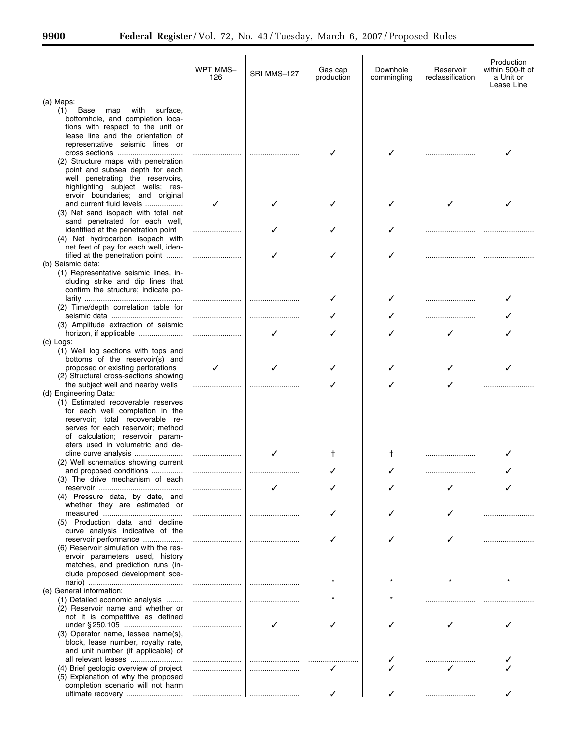| | WPT MMS–126 | SRI MMS–127 | Gas cap production | Downhole commingling | Reservoir reclassification | Production within 500-ft of a Unit or Lease Line |
|---|---|---|---|---|---|---|
| (a) Maps: | | | | | | |
| (1) Base map with surface, bottomhole, and completion locations with respect to the unit or lease line and the orientation of representative seismic lines or cross sections | | | ✓ | ✓ | | ✓ |
| (2) Structure maps with penetration point and subsea depth for each well penetrating the reservoirs, highlighting subject wells; reservoir boundaries; and original and current fluid levels | ✓ | ✓ | ✓ | ✓ | ✓ | ✓ |
| (3) Net sand isopach with total net sand penetrated for each well, identified at the penetration point | | ✓ | ✓ | ✓ | | |
| (4) Net hydrocarbon isopach with net feet of pay for each well, identified at the penetration point | | ✓ | ✓ | ✓ | | |
| (b) Seismic data: | | | | | | |
| (1) Representative seismic lines, including strike and dip lines that confirm the structure; indicate polarity | | | ✓ | ✓ | | ✓ |
| (2) Time/depth correlation table for seismic data | | | ✓ | ✓ | | ✓ |
| (3) Amplitude extraction of seismic horizon, if applicable | | ✓ | ✓ | ✓ | ✓ | ✓ |
| (c) Logs: | | | | | | |
| (1) Well log sections with tops and bottoms of the reservoir(s) and proposed or existing perforations | ✓ | ✓ | ✓ | ✓ | ✓ | ✓ |
| (2) Structural cross-sections showing the subject well and nearby wells | | | ✓ | ✓ | ✓ | |
| (d) Engineering Data: | | | | | | |
| (1) Estimated recoverable reserves for each well completion in the reservoir; total recoverable reserves for each reservoir; method of calculation; reservoir parameters used in volumetric and decline curve analysis | | ✓ | † | † | | ✓ |
| (2) Well schematics showing current and proposed conditions | | | ✓ | ✓ | | ✓ |
| (3) The drive mechanism of each reservoir | | ✓ | ✓ | ✓ | ✓ | ✓ |
| (4) Pressure data, by date, and whether they are estimated or measured | | | ✓ | ✓ | ✓ | |
| (5) Production data and decline curve analysis indicative of the reservoir performance | | | ✓ | ✓ | ✓ | |
| (6) Reservoir simulation with the reservoir parameters used, history matches, and prediction runs (include proposed development scenario) | | | * | * | * | * |
| (e) General information: | | | | | | |
| (1) Detailed economic analysis | | | * | * | | |
| (2) Reservoir name and whether or not it is competitive as defined under § 250.105 | | ✓ | ✓ | ✓ | ✓ | ✓ |
| (3) Operator name, lessee name(s), block, lease number, royalty rate, and unit number (if applicable) of all relevant leases | | | | ✓ | | ✓ |
| (4) Brief geologic overview of project | | | ✓ | ✓ | ✓ | ✓ |
| (5) Explanation of why the proposed completion scenario will not harm ultimate recovery | | | ✓ | ✓ | | ✓ |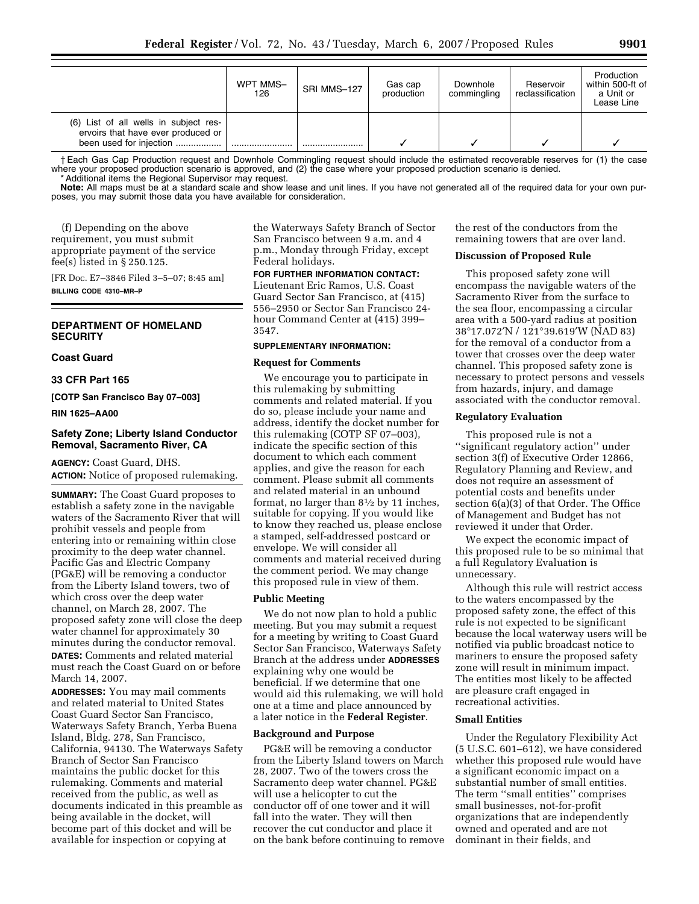| | WPT MMS–126 | SRI MMS–127 | Gas cap production | Downhole commingling | Reservoir reclassification | Production within 500-ft of a Unit or Lease Line |
|---|---|---|---|---|---|---|
| (6) List of all wells in subject reservoirs that have ever produced or been used for injection .................. | ........................ | ........................ | ✓ | ✓ | ✓ | ✓ |

† Each Gas Cap Production request and Downhole Commingling request should include the estimated recoverable reserves for (1) the case where your proposed production scenario is approved, and (2) the case where your proposed production scenario is denied.

* Additional items the Regional Supervisor may request.

**Note:** All maps must be at a standard scale and show lease and unit lines. If you have not generated all of the required data for your own purposes, you may submit those data you have available for consideration.

(f) Depending on the above requirement, you must submit appropriate payment of the service fee(s) listed in § 250.125.

[FR Doc. E7–3846 Filed 3–5–07; 8:45 am]

**BILLING CODE 4310–MR–P**

## DEPARTMENT OF HOMELAND SECURITY

### Coast Guard

### 33 CFR Part 165

**[COTP San Francisco Bay 07–003]**

**RIN 1625–AA00**

### Safety Zone; Liberty Island Conductor Removal, Sacramento River, CA

**AGENCY:** Coast Guard, DHS.

**ACTION:** Notice of proposed rulemaking.

**SUMMARY:** The Coast Guard proposes to establish a safety zone in the navigable waters of the Sacramento River that will prohibit vessels and people from entering into or remaining within close proximity to the deep water channel. Pacific Gas and Electric Company (PG&E) will be removing a conductor from the Liberty Island towers, two of which cross over the deep water channel, on March 28, 2007. The proposed safety zone will close the deep water channel for approximately 30 minutes during the conductor removal.

**DATES:** Comments and related material must reach the Coast Guard on or before March 14, 2007.

**ADDRESSES:** You may mail comments and related material to United States Coast Guard Sector San Francisco, Waterways Safety Branch, Yerba Buena Island, Bldg. 278, San Francisco, California, 94130. The Waterways Safety Branch of Sector San Francisco maintains the public docket for this rulemaking. Comments and material received from the public, as well as documents indicated in this preamble as being available in the docket, will become part of this docket and will be available for inspection or copying at the Waterways Safety Branch of Sector San Francisco between 9 a.m. and 4 p.m., Monday through Friday, except Federal holidays.

**FOR FURTHER INFORMATION CONTACT:** Lieutenant Eric Ramos, U.S. Coast Guard Sector San Francisco, at (415) 556–2950 or Sector San Francisco 24-hour Command Center at (415) 399–3547.

**SUPPLEMENTARY INFORMATION:**

**Request for Comments**

We encourage you to participate in this rulemaking by submitting comments and related material. If you do so, please include your name and address, identify the docket number for this rulemaking (COTP SF 07–003), indicate the specific section of this document to which each comment applies, and give the reason for each comment. Please submit all comments and related material in an unbound format, no larger than 8½ by 11 inches, suitable for copying. If you would like to know they reached us, please enclose a stamped, self-addressed postcard or envelope. We will consider all comments and material received during the comment period. We may change this proposed rule in view of them.

**Public Meeting**

We do not now plan to hold a public meeting. But you may submit a request for a meeting by writing to Coast Guard Sector San Francisco, Waterways Safety Branch at the address under **ADDRESSES** explaining why one would be beneficial. If we determine that one would aid this rulemaking, we will hold one at a time and place announced by a later notice in the **Federal Register**.

**Background and Purpose**

PG&E will be removing a conductor from the Liberty Island towers on March 28, 2007. Two of the towers cross the Sacramento deep water channel. PG&E will use a helicopter to cut the conductor off of one tower and it will fall into the water. They will then recover the cut conductor and place it on the bank before continuing to remove the rest of the conductors from the remaining towers that are over land.

**Discussion of Proposed Rule**

This proposed safety zone will encompass the navigable waters of the Sacramento River from the surface to the sea floor, encompassing a circular area with a 500-yard radius at position 38°17.072′N / 121°39.619′W (NAD 83) for the removal of a conductor from a tower that crosses over the deep water channel. This proposed safety zone is necessary to protect persons and vessels from hazards, injury, and damage associated with the conductor removal.

**Regulatory Evaluation**

This proposed rule is not a ''significant regulatory action'' under section 3(f) of Executive Order 12866, Regulatory Planning and Review, and does not require an assessment of potential costs and benefits under section 6(a)(3) of that Order. The Office of Management and Budget has not reviewed it under that Order.

We expect the economic impact of this proposed rule to be so minimal that a full Regulatory Evaluation is unnecessary.

Although this rule will restrict access to the waters encompassed by the proposed safety zone, the effect of this rule is not expected to be significant because the local waterway users will be notified via public broadcast notice to mariners to ensure the proposed safety zone will result in minimum impact. The entities most likely to be affected are pleasure craft engaged in recreational activities.

**Small Entities**

Under the Regulatory Flexibility Act (5 U.S.C. 601–612), we have considered whether this proposed rule would have a significant economic impact on a substantial number of small entities. The term ''small entities'' comprises small businesses, not-for-profit organizations that are independently owned and operated and are not dominant in their fields, and